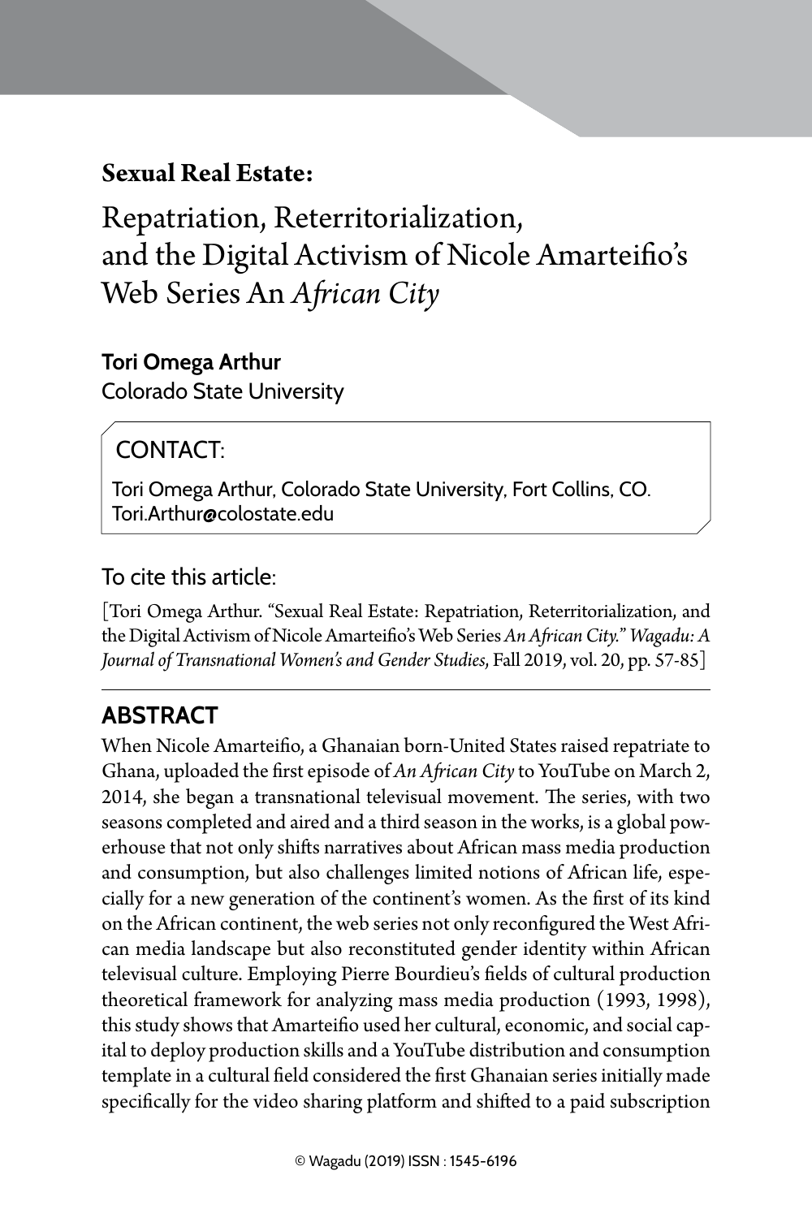**Sexual Real Estate:**

# Repatriation, Reterritorialization, and the Digital Activism of Nicole Amarteifio's Web Series An *African City*

**Tori Omega Arthur**
Colorado State University

CONTACT:

Tori Omega Arthur, Colorado State University, Fort Collins, CO.
Tori.Arthur@colostate.edu

To cite this article:

[Tori Omega Arthur. "Sexual Real Estate: Repatriation, Reterritorialization, and the Digital Activism of Nicole Amarteifio's Web Series *An African City*." *Wagadu: A Journal of Transnational Women's and Gender Studies*, Fall 2019, vol. 20, pp. 57-85]

## ABSTRACT

When Nicole Amarteifio, a Ghanaian born-United States raised repatriate to Ghana, uploaded the first episode of *An African City* to YouTube on March 2, 2014, she began a transnational televisual movement. The series, with two seasons completed and aired and a third season in the works, is a global powerhouse that not only shifts narratives about African mass media production and consumption, but also challenges limited notions of African life, especially for a new generation of the continent's women. As the first of its kind on the African continent, the web series not only reconfigured the West African media landscape but also reconstituted gender identity within African televisual culture. Employing Pierre Bourdieu's fields of cultural production theoretical framework for analyzing mass media production (1993, 1998), this study shows that Amarteifio used her cultural, economic, and social capital to deploy production skills and a YouTube distribution and consumption template in a cultural field considered the first Ghanaian series initially made specifically for the video sharing platform and shifted to a paid subscription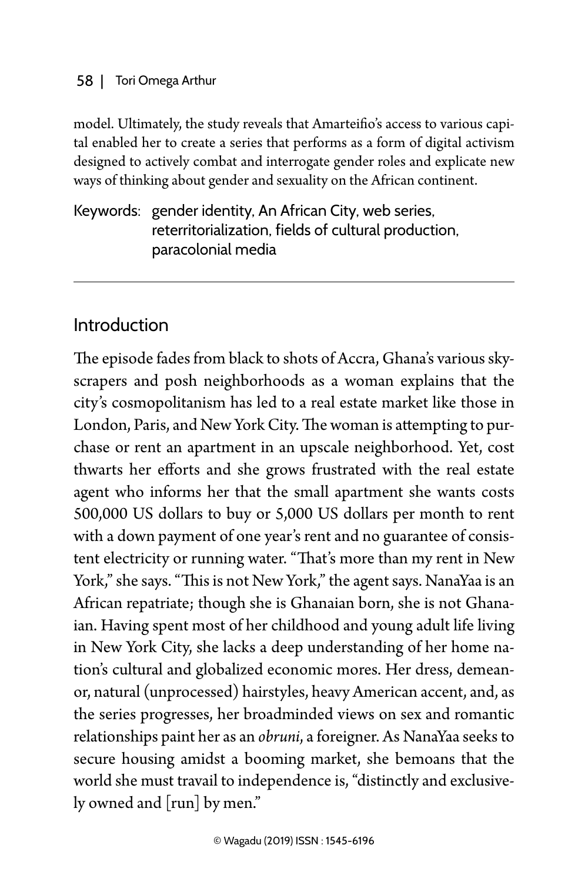model. Ultimately, the study reveals that Amarteifio's access to various capital enabled her to create a series that performs as a form of digital activism designed to actively combat and interrogate gender roles and explicate new ways of thinking about gender and sexuality on the African continent.

Keywords: gender identity, An African City, web series, reterritorialization, fields of cultural production, paracolonial media

---

## Introduction

The episode fades from black to shots of Accra, Ghana's various skyscrapers and posh neighborhoods as a woman explains that the city's cosmopolitanism has led to a real estate market like those in London, Paris, and New York City. The woman is attempting to purchase or rent an apartment in an upscale neighborhood. Yet, cost thwarts her efforts and she grows frustrated with the real estate agent who informs her that the small apartment she wants costs 500,000 US dollars to buy or 5,000 US dollars per month to rent with a down payment of one year's rent and no guarantee of consistent electricity or running water. "That's more than my rent in New York," she says. "This is not New York," the agent says. NanaYaa is an African repatriate; though she is Ghanaian born, she is not Ghanaian. Having spent most of her childhood and young adult life living in New York City, she lacks a deep understanding of her home nation's cultural and globalized economic mores. Her dress, demeanor, natural (unprocessed) hairstyles, heavy American accent, and, as the series progresses, her broadminded views on sex and romantic relationships paint her as an *obruni*, a foreigner. As NanaYaa seeks to secure housing amidst a booming market, she bemoans that the world she must travail to independence is, "distinctly and exclusively owned and [run] by men."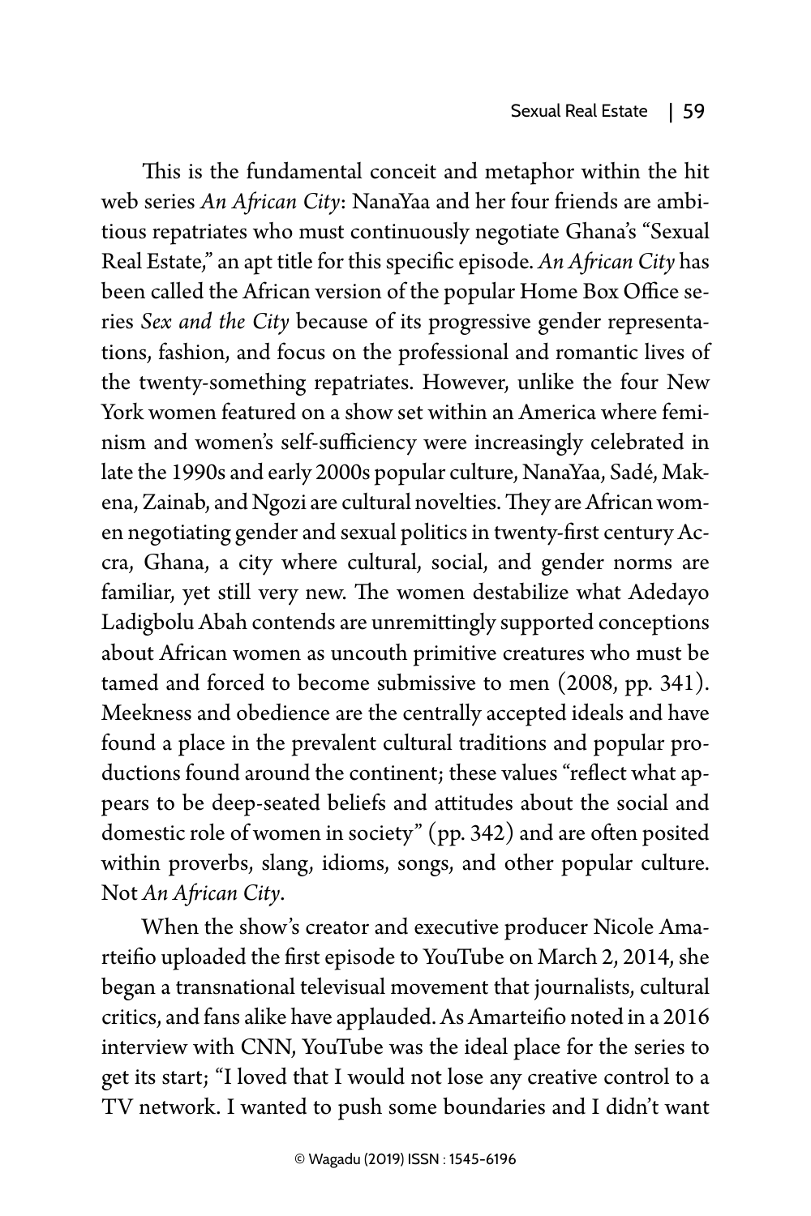This is the fundamental conceit and metaphor within the hit web series *An African City*: NanaYaa and her four friends are ambitious repatriates who must continuously negotiate Ghana's "Sexual Real Estate," an apt title for this specific episode. *An African City* has been called the African version of the popular Home Box Office series *Sex and the City* because of its progressive gender representations, fashion, and focus on the professional and romantic lives of the twenty-something repatriates. However, unlike the four New York women featured on a show set within an America where feminism and women's self-sufficiency were increasingly celebrated in late the 1990s and early 2000s popular culture, NanaYaa, Sadé, Makena, Zainab, and Ngozi are cultural novelties. They are African women negotiating gender and sexual politics in twenty-first century Accra, Ghana, a city where cultural, social, and gender norms are familiar, yet still very new. The women destabilize what Adedayo Ladigbolu Abah contends are unremittingly supported conceptions about African women as uncouth primitive creatures who must be tamed and forced to become submissive to men (2008, pp. 341). Meekness and obedience are the centrally accepted ideals and have found a place in the prevalent cultural traditions and popular productions found around the continent; these values "reflect what appears to be deep-seated beliefs and attitudes about the social and domestic role of women in society" (pp. 342) and are often posited within proverbs, slang, idioms, songs, and other popular culture. Not *An African City*.

When the show's creator and executive producer Nicole Amarteifio uploaded the first episode to YouTube on March 2, 2014, she began a transnational televisual movement that journalists, cultural critics, and fans alike have applauded. As Amarteifio noted in a 2016 interview with CNN, YouTube was the ideal place for the series to get its start; "I loved that I would not lose any creative control to a TV network. I wanted to push some boundaries and I didn't want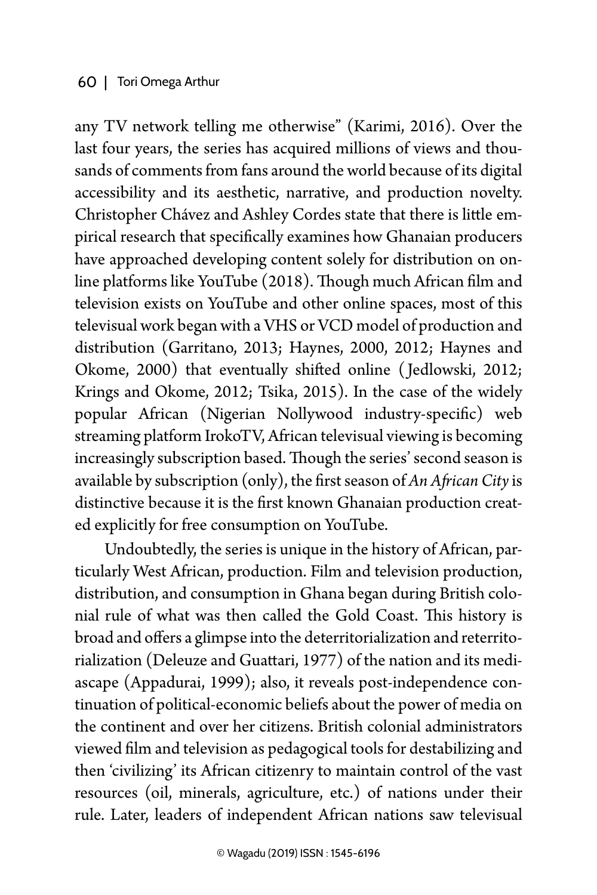any TV network telling me otherwise" (Karimi, 2016). Over the last four years, the series has acquired millions of views and thousands of comments from fans around the world because of its digital accessibility and its aesthetic, narrative, and production novelty. Christopher Chávez and Ashley Cordes state that there is little empirical research that specifically examines how Ghanaian producers have approached developing content solely for distribution on online platforms like YouTube (2018). Though much African film and television exists on YouTube and other online spaces, most of this televisual work began with a VHS or VCD model of production and distribution (Garritano, 2013; Haynes, 2000, 2012; Haynes and Okome, 2000) that eventually shifted online (Jedlowski, 2012; Krings and Okome, 2012; Tsika, 2015). In the case of the widely popular African (Nigerian Nollywood industry-specific) web streaming platform IrokoTV, African televisual viewing is becoming increasingly subscription based. Though the series' second season is available by subscription (only), the first season of *An African City* is distinctive because it is the first known Ghanaian production created explicitly for free consumption on YouTube.

Undoubtedly, the series is unique in the history of African, particularly West African, production. Film and television production, distribution, and consumption in Ghana began during British colonial rule of what was then called the Gold Coast. This history is broad and offers a glimpse into the deterritorialization and reterritorialization (Deleuze and Guattari, 1977) of the nation and its mediascape (Appadurai, 1999); also, it reveals post-independence continuation of political-economic beliefs about the power of media on the continent and over her citizens. British colonial administrators viewed film and television as pedagogical tools for destabilizing and then 'civilizing' its African citizenry to maintain control of the vast resources (oil, minerals, agriculture, etc.) of nations under their rule. Later, leaders of independent African nations saw televisual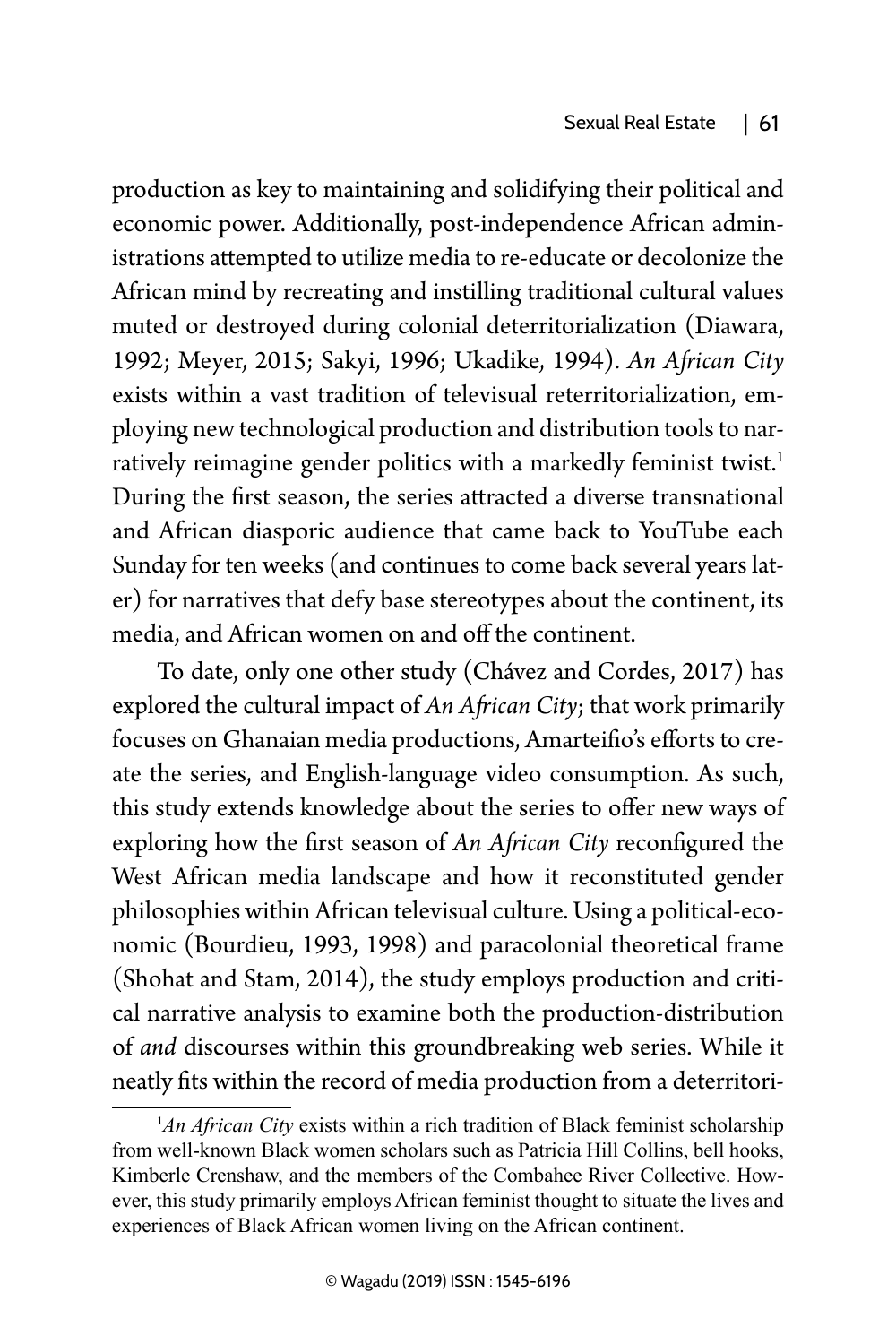production as key to maintaining and solidifying their political and economic power. Additionally, post-independence African administrations attempted to utilize media to re-educate or decolonize the African mind by recreating and instilling traditional cultural values muted or destroyed during colonial deterritorialization (Diawara, 1992; Meyer, 2015; Sakyi, 1996; Ukadike, 1994). *An African City* exists within a vast tradition of televisual reterritorialization, employing new technological production and distribution tools to narratively reimagine gender politics with a markedly feminist twist.[1] During the first season, the series attracted a diverse transnational and African diasporic audience that came back to YouTube each Sunday for ten weeks (and continues to come back several years later) for narratives that defy base stereotypes about the continent, its media, and African women on and off the continent.

To date, only one other study (Chávez and Cordes, 2017) has explored the cultural impact of *An African City*; that work primarily focuses on Ghanaian media productions, Amarteifio's efforts to create the series, and English-language video consumption. As such, this study extends knowledge about the series to offer new ways of exploring how the first season of *An African City* reconfigured the West African media landscape and how it reconstituted gender philosophies within African televisual culture. Using a political-economic (Bourdieu, 1993, 1998) and paracolonial theoretical frame (Shohat and Stam, 2014), the study employs production and critical narrative analysis to examine both the production-distribution of *and* discourses within this groundbreaking web series. While it neatly fits within the record of media production from a deterritori-

[1] *An African City* exists within a rich tradition of Black feminist scholarship from well-known Black women scholars such as Patricia Hill Collins, bell hooks, Kimberle Crenshaw, and the members of the Combahee River Collective. However, this study primarily employs African feminist thought to situate the lives and experiences of Black African women living on the African continent.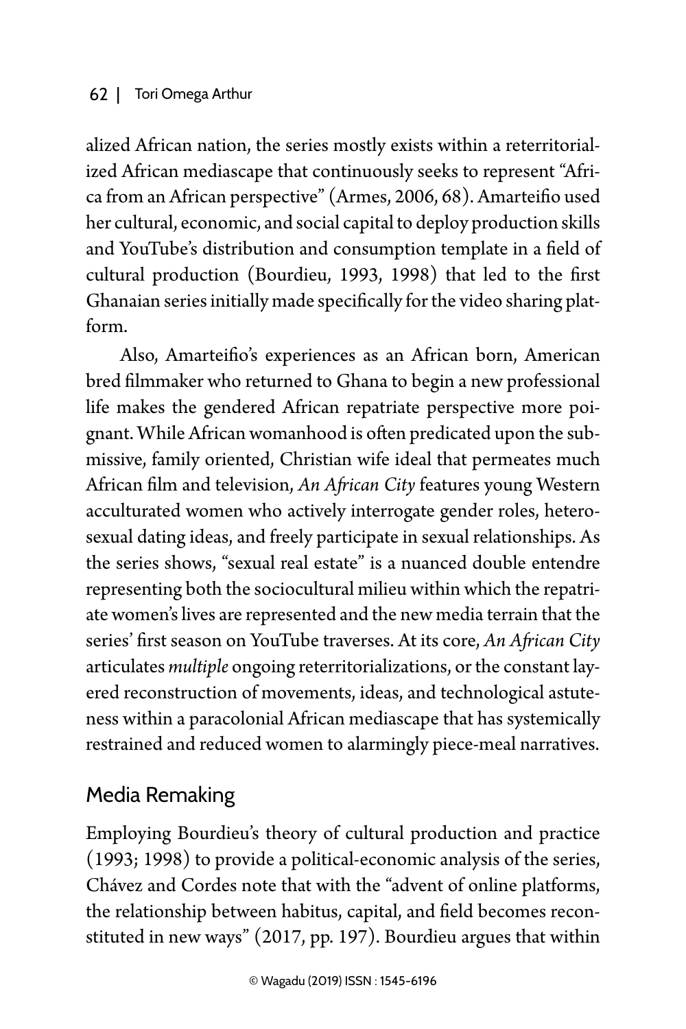alized African nation, the series mostly exists within a reterritorialized African mediascape that continuously seeks to represent "Africa from an African perspective" (Armes, 2006, 68). Amarteifio used her cultural, economic, and social capital to deploy production skills and YouTube's distribution and consumption template in a field of cultural production (Bourdieu, 1993, 1998) that led to the first Ghanaian series initially made specifically for the video sharing platform.

Also, Amarteifio's experiences as an African born, American bred filmmaker who returned to Ghana to begin a new professional life makes the gendered African repatriate perspective more poignant. While African womanhood is often predicated upon the submissive, family oriented, Christian wife ideal that permeates much African film and television, *An African City* features young Western acculturated women who actively interrogate gender roles, heterosexual dating ideas, and freely participate in sexual relationships. As the series shows, "sexual real estate" is a nuanced double entendre representing both the sociocultural milieu within which the repatriate women's lives are represented and the new media terrain that the series' first season on YouTube traverses. At its core, *An African City* articulates *multiple* ongoing reterritorializations, or the constant layered reconstruction of movements, ideas, and technological astuteness within a paracolonial African mediascape that has systemically restrained and reduced women to alarmingly piece-meal narratives.

## Media Remaking

Employing Bourdieu's theory of cultural production and practice (1993; 1998) to provide a political-economic analysis of the series, Chávez and Cordes note that with the "advent of online platforms, the relationship between habitus, capital, and field becomes reconstituted in new ways" (2017, pp. 197). Bourdieu argues that within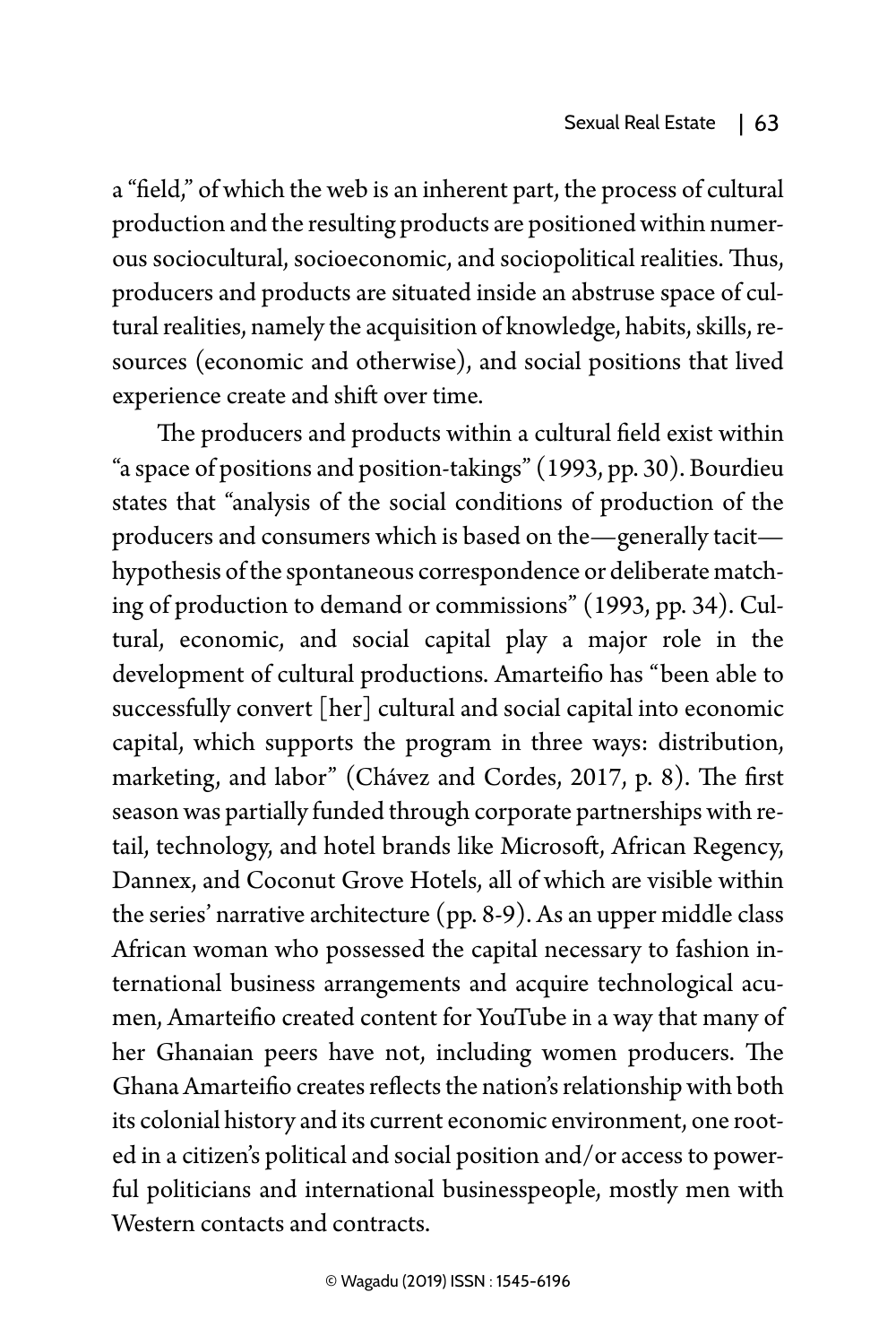a "field," of which the web is an inherent part, the process of cultural production and the resulting products are positioned within numerous sociocultural, socioeconomic, and sociopolitical realities. Thus, producers and products are situated inside an abstruse space of cultural realities, namely the acquisition of knowledge, habits, skills, resources (economic and otherwise), and social positions that lived experience create and shift over time.

The producers and products within a cultural field exist within "a space of positions and position-takings" (1993, pp. 30). Bourdieu states that "analysis of the social conditions of production of the producers and consumers which is based on the—generally tacit—hypothesis of the spontaneous correspondence or deliberate matching of production to demand or commissions" (1993, pp. 34). Cultural, economic, and social capital play a major role in the development of cultural productions. Amarteifio has "been able to successfully convert [her] cultural and social capital into economic capital, which supports the program in three ways: distribution, marketing, and labor" (Chávez and Cordes, 2017, p. 8). The first season was partially funded through corporate partnerships with retail, technology, and hotel brands like Microsoft, African Regency, Dannex, and Coconut Grove Hotels, all of which are visible within the series' narrative architecture (pp. 8-9). As an upper middle class African woman who possessed the capital necessary to fashion international business arrangements and acquire technological acumen, Amarteifio created content for YouTube in a way that many of her Ghanaian peers have not, including women producers. The Ghana Amarteifio creates reflects the nation's relationship with both its colonial history and its current economic environment, one rooted in a citizen's political and social position and/or access to powerful politicians and international businesspeople, mostly men with Western contacts and contracts.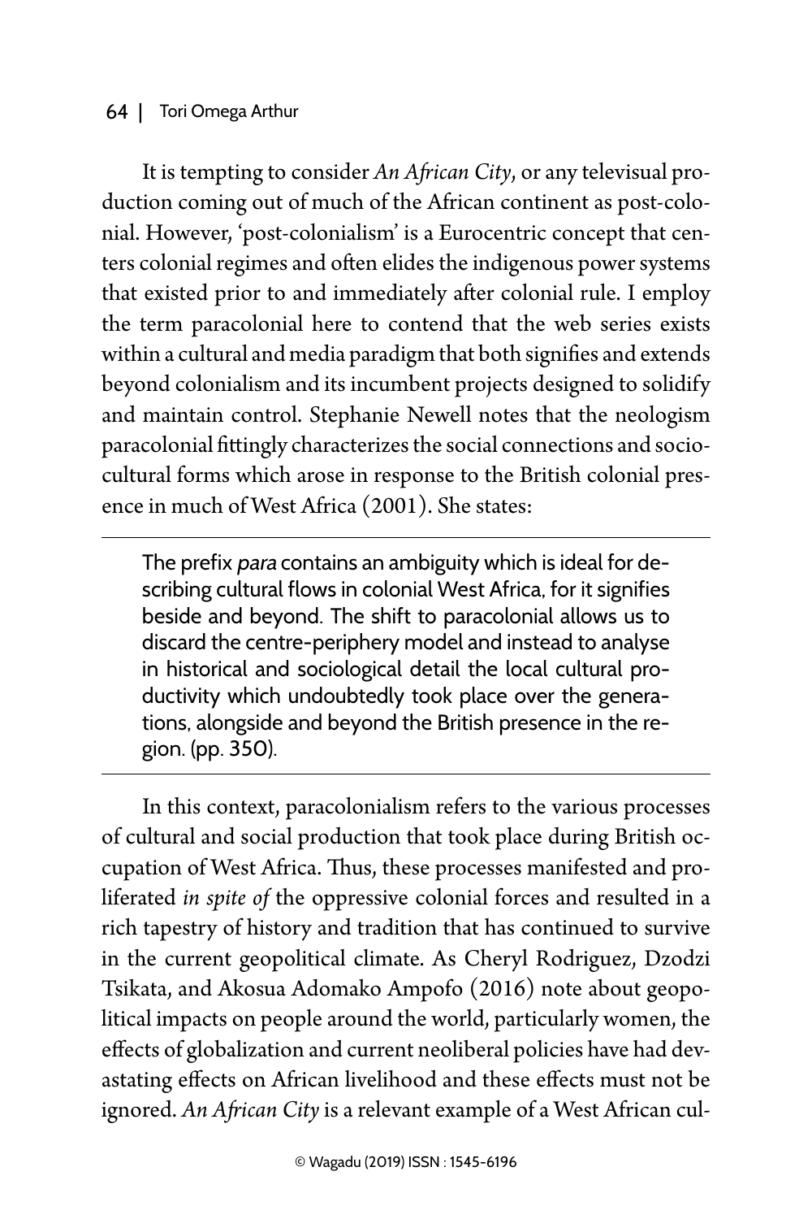It is tempting to consider *An African City*, or any televisual production coming out of much of the African continent as post-colonial. However, 'post-colonialism' is a Eurocentric concept that centers colonial regimes and often elides the indigenous power systems that existed prior to and immediately after colonial rule. I employ the term paracolonial here to contend that the web series exists within a cultural and media paradigm that both signifies and extends beyond colonialism and its incumbent projects designed to solidify and maintain control. Stephanie Newell notes that the neologism paracolonial fittingly characterizes the social connections and sociocultural forms which arose in response to the British colonial presence in much of West Africa (2001). She states:

> The prefix *para* contains an ambiguity which is ideal for describing cultural flows in colonial West Africa, for it signifies beside and beyond. The shift to paracolonial allows us to discard the centre-periphery model and instead to analyse in historical and sociological detail the local cultural productivity which undoubtedly took place over the generations, alongside and beyond the British presence in the region. (pp. 350).

In this context, paracolonialism refers to the various processes of cultural and social production that took place during British occupation of West Africa. Thus, these processes manifested and proliferated *in spite of* the oppressive colonial forces and resulted in a rich tapestry of history and tradition that has continued to survive in the current geopolitical climate. As Cheryl Rodriguez, Dzodzi Tsikata, and Akosua Adomako Ampofo (2016) note about geopolitical impacts on people around the world, particularly women, the effects of globalization and current neoliberal policies have had devastating effects on African livelihood and these effects must not be ignored. *An African City* is a relevant example of a West African cul-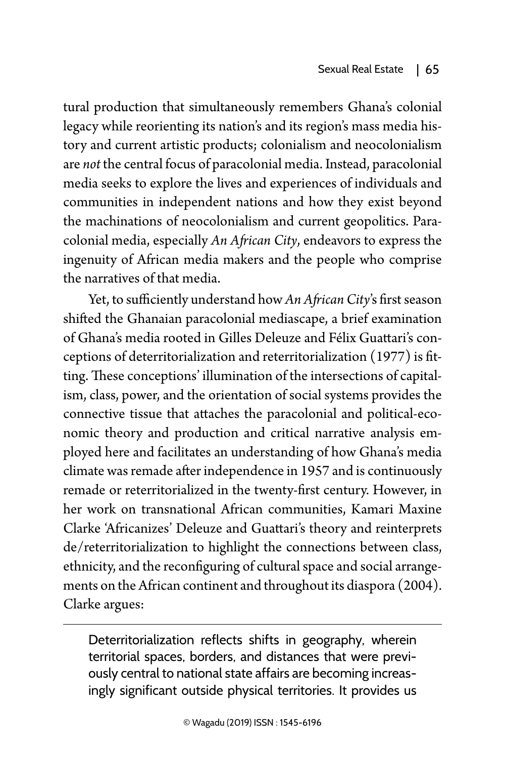tural production that simultaneously remembers Ghana's colonial legacy while reorienting its nation's and its region's mass media history and current artistic products; colonialism and neocolonialism are *not* the central focus of paracolonial media. Instead, paracolonial media seeks to explore the lives and experiences of individuals and communities in independent nations and how they exist beyond the machinations of neocolonialism and current geopolitics. Paracolonial media, especially *An African City*, endeavors to express the ingenuity of African media makers and the people who comprise the narratives of that media.

Yet, to sufficiently understand how *An African City*'s first season shifted the Ghanaian paracolonial mediascape, a brief examination of Ghana's media rooted in Gilles Deleuze and Félix Guattari's conceptions of deterritorialization and reterritorialization (1977) is fitting. These conceptions' illumination of the intersections of capitalism, class, power, and the orientation of social systems provides the connective tissue that attaches the paracolonial and political-economic theory and production and critical narrative analysis employed here and facilitates an understanding of how Ghana's media climate was remade after independence in 1957 and is continuously remade or reterritorialized in the twenty-first century. However, in her work on transnational African communities, Kamari Maxine Clarke 'Africanizes' Deleuze and Guattari's theory and reinterprets de/reterritorialization to highlight the connections between class, ethnicity, and the reconfiguring of cultural space and social arrangements on the African continent and throughout its diaspora (2004). Clarke argues:

> Deterritorialization reflects shifts in geography, wherein territorial spaces, borders, and distances that were previously central to national state affairs are becoming increasingly significant outside physical territories. It provides us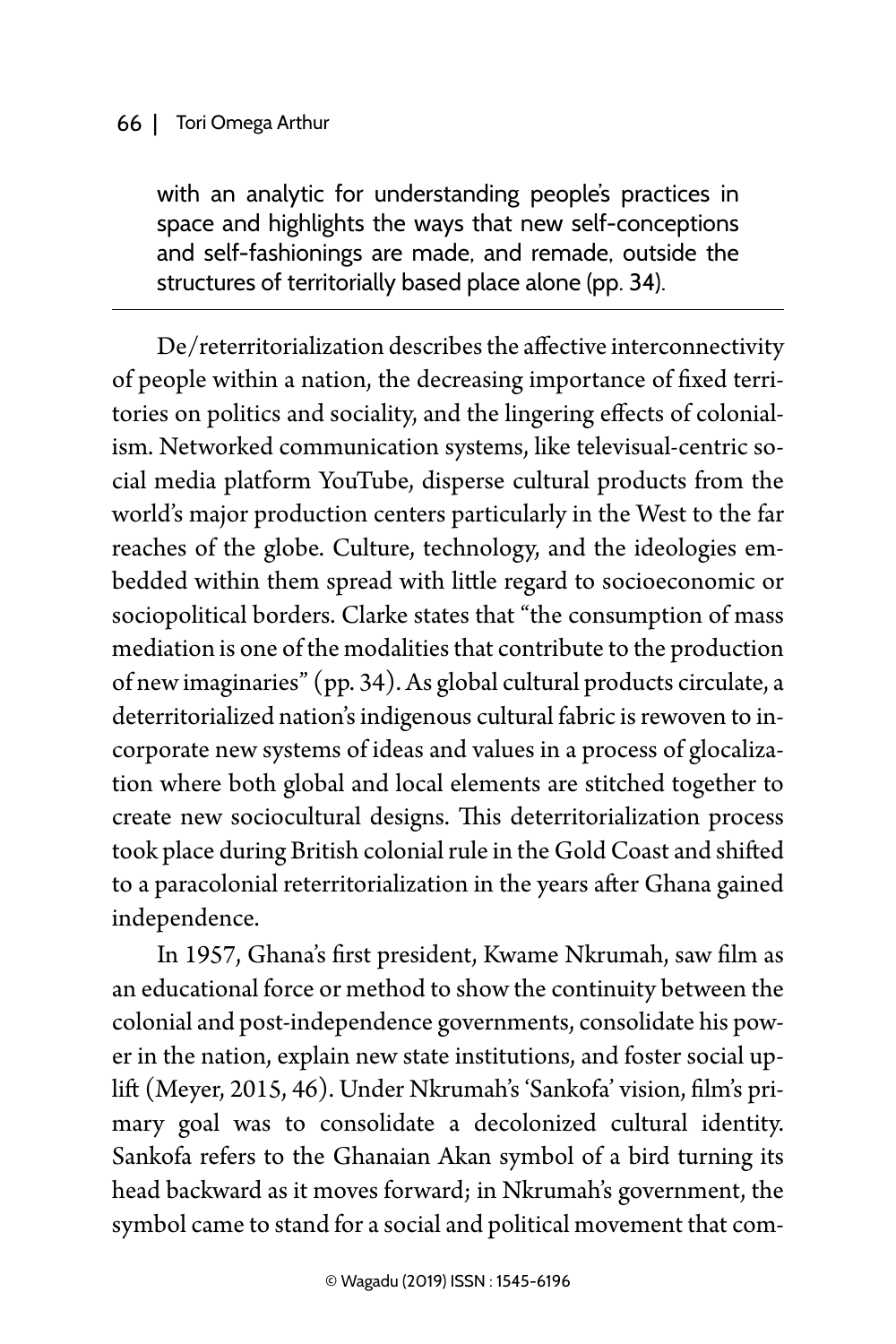with an analytic for understanding people's practices in space and highlights the ways that new self-conceptions and self-fashionings are made, and remade, outside the structures of territorially based place alone (pp. 34).

---

De/reterritorialization describes the affective interconnectivity of people within a nation, the decreasing importance of fixed territories on politics and sociality, and the lingering effects of colonialism. Networked communication systems, like televisual-centric social media platform YouTube, disperse cultural products from the world's major production centers particularly in the West to the far reaches of the globe. Culture, technology, and the ideologies embedded within them spread with little regard to socioeconomic or sociopolitical borders. Clarke states that "the consumption of mass mediation is one of the modalities that contribute to the production of new imaginaries" (pp. 34). As global cultural products circulate, a deterritorialized nation's indigenous cultural fabric is rewoven to incorporate new systems of ideas and values in a process of glocalization where both global and local elements are stitched together to create new sociocultural designs. This deterritorialization process took place during British colonial rule in the Gold Coast and shifted to a paracolonial reterritorialization in the years after Ghana gained independence.

In 1957, Ghana's first president, Kwame Nkrumah, saw film as an educational force or method to show the continuity between the colonial and post-independence governments, consolidate his power in the nation, explain new state institutions, and foster social uplift (Meyer, 2015, 46). Under Nkrumah's 'Sankofa' vision, film's primary goal was to consolidate a decolonized cultural identity. Sankofa refers to the Ghanaian Akan symbol of a bird turning its head backward as it moves forward; in Nkrumah's government, the symbol came to stand for a social and political movement that com-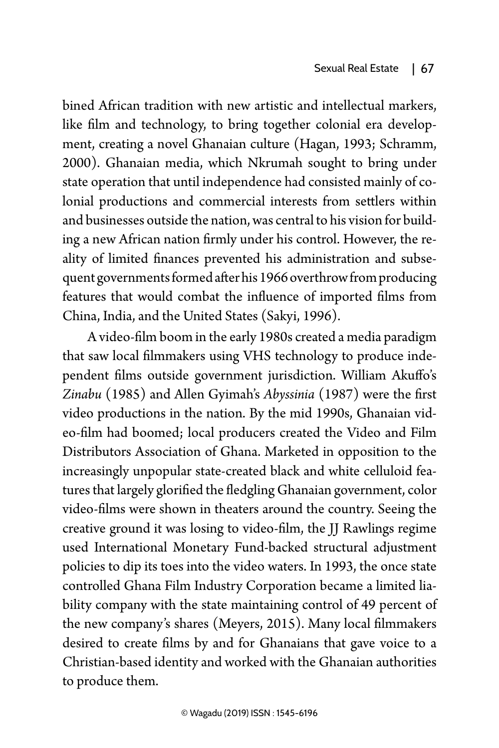bined African tradition with new artistic and intellectual markers, like film and technology, to bring together colonial era development, creating a novel Ghanaian culture (Hagan, 1993; Schramm, 2000). Ghanaian media, which Nkrumah sought to bring under state operation that until independence had consisted mainly of colonial productions and commercial interests from settlers within and businesses outside the nation, was central to his vision for building a new African nation firmly under his control. However, the reality of limited finances prevented his administration and subsequent governments formed after his 1966 overthrow from producing features that would combat the influence of imported films from China, India, and the United States (Sakyi, 1996).

A video-film boom in the early 1980s created a media paradigm that saw local filmmakers using VHS technology to produce independent films outside government jurisdiction. William Akuffo's *Zinabu* (1985) and Allen Gyimah's *Abyssinia* (1987) were the first video productions in the nation. By the mid 1990s, Ghanaian video-film had boomed; local producers created the Video and Film Distributors Association of Ghana. Marketed in opposition to the increasingly unpopular state-created black and white celluloid features that largely glorified the fledgling Ghanaian government, color video-films were shown in theaters around the country. Seeing the creative ground it was losing to video-film, the JJ Rawlings regime used International Monetary Fund-backed structural adjustment policies to dip its toes into the video waters. In 1993, the once state controlled Ghana Film Industry Corporation became a limited liability company with the state maintaining control of 49 percent of the new company's shares (Meyers, 2015). Many local filmmakers desired to create films by and for Ghanaians that gave voice to a Christian-based identity and worked with the Ghanaian authorities to produce them.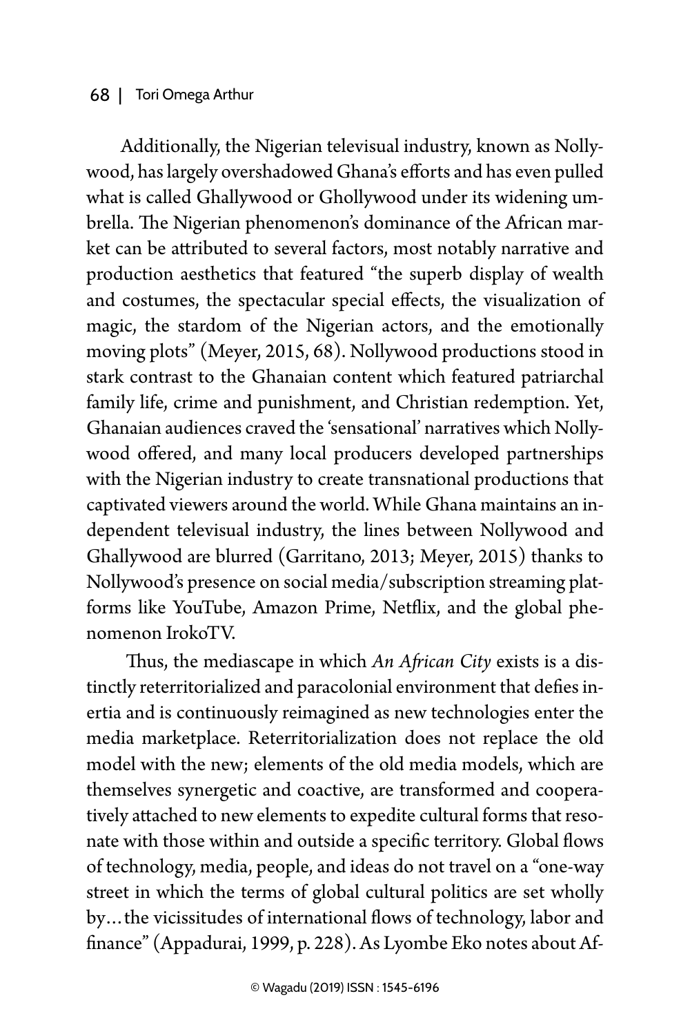Additionally, the Nigerian televisual industry, known as Nollywood, has largely overshadowed Ghana's efforts and has even pulled what is called Ghallywood or Ghollywood under its widening umbrella. The Nigerian phenomenon's dominance of the African market can be attributed to several factors, most notably narrative and production aesthetics that featured "the superb display of wealth and costumes, the spectacular special effects, the visualization of magic, the stardom of the Nigerian actors, and the emotionally moving plots" (Meyer, 2015, 68). Nollywood productions stood in stark contrast to the Ghanaian content which featured patriarchal family life, crime and punishment, and Christian redemption. Yet, Ghanaian audiences craved the 'sensational' narratives which Nollywood offered, and many local producers developed partnerships with the Nigerian industry to create transnational productions that captivated viewers around the world. While Ghana maintains an independent televisual industry, the lines between Nollywood and Ghallywood are blurred (Garritano, 2013; Meyer, 2015) thanks to Nollywood's presence on social media/subscription streaming platforms like YouTube, Amazon Prime, Netflix, and the global phenomenon IrokoTV.

Thus, the mediascape in which *An African City* exists is a distinctly reterritorialized and paracolonial environment that defies inertia and is continuously reimagined as new technologies enter the media marketplace. Reterritorialization does not replace the old model with the new; elements of the old media models, which are themselves synergetic and coactive, are transformed and cooperatively attached to new elements to expedite cultural forms that resonate with those within and outside a specific territory. Global flows of technology, media, people, and ideas do not travel on a "one-way street in which the terms of global cultural politics are set wholly by…the vicissitudes of international flows of technology, labor and finance" (Appadurai, 1999, p. 228). As Lyombe Eko notes about Af-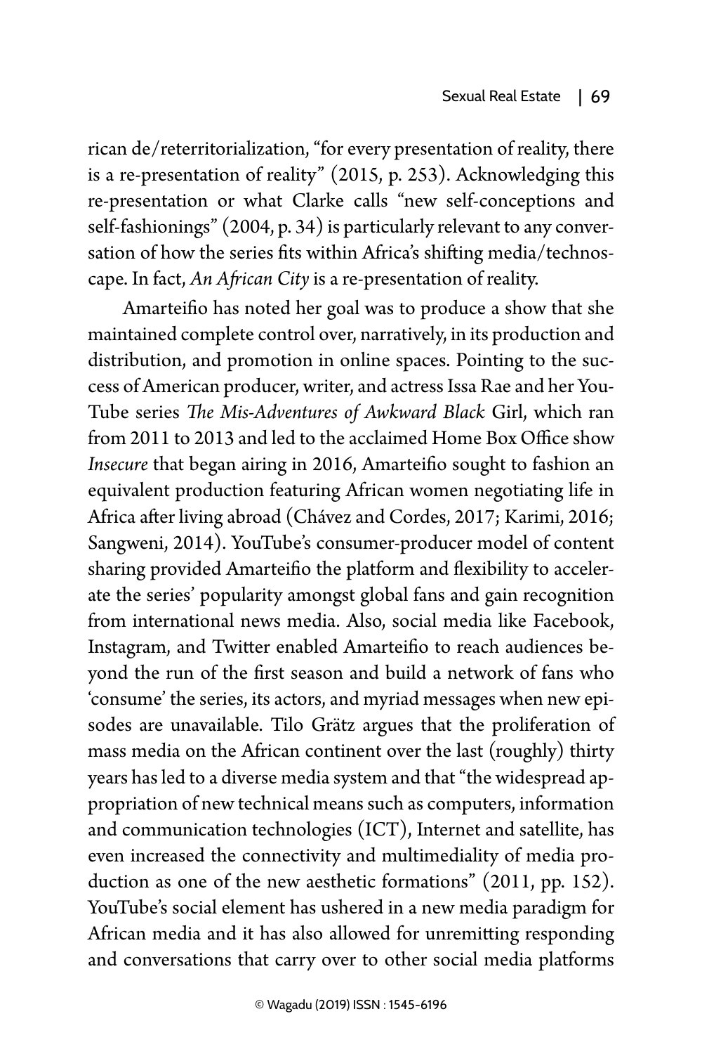rican de/reterritorialization, "for every presentation of reality, there is a re-presentation of reality" (2015, p. 253). Acknowledging this re-presentation or what Clarke calls "new self-conceptions and self-fashionings" (2004, p. 34) is particularly relevant to any conversation of how the series fits within Africa's shifting media/technoscape. In fact, *An African City* is a re-presentation of reality.

Amarteifio has noted her goal was to produce a show that she maintained complete control over, narratively, in its production and distribution, and promotion in online spaces. Pointing to the success of American producer, writer, and actress Issa Rae and her YouTube series *The Mis-Adventures of Awkward Black* Girl, which ran from 2011 to 2013 and led to the acclaimed Home Box Office show *Insecure* that began airing in 2016, Amarteifio sought to fashion an equivalent production featuring African women negotiating life in Africa after living abroad (Chávez and Cordes, 2017; Karimi, 2016; Sangweni, 2014). YouTube's consumer-producer model of content sharing provided Amarteifio the platform and flexibility to accelerate the series' popularity amongst global fans and gain recognition from international news media. Also, social media like Facebook, Instagram, and Twitter enabled Amarteifio to reach audiences beyond the run of the first season and build a network of fans who 'consume' the series, its actors, and myriad messages when new episodes are unavailable. Tilo Grätz argues that the proliferation of mass media on the African continent over the last (roughly) thirty years has led to a diverse media system and that "the widespread appropriation of new technical means such as computers, information and communication technologies (ICT), Internet and satellite, has even increased the connectivity and multimediality of media production as one of the new aesthetic formations" (2011, pp. 152). YouTube's social element has ushered in a new media paradigm for African media and it has also allowed for unremitting responding and conversations that carry over to other social media platforms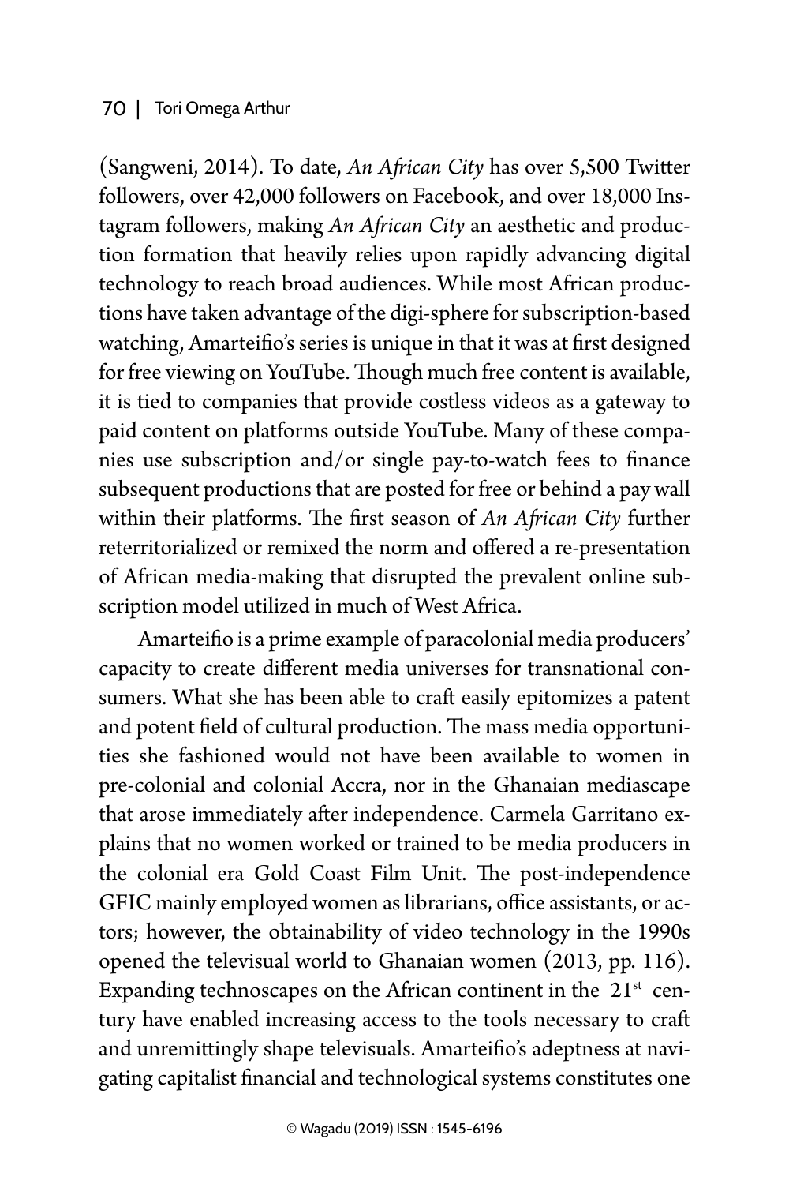(Sangweni, 2014). To date, *An African City* has over 5,500 Twitter followers, over 42,000 followers on Facebook, and over 18,000 Instagram followers, making *An African City* an aesthetic and production formation that heavily relies upon rapidly advancing digital technology to reach broad audiences. While most African productions have taken advantage of the digi-sphere for subscription-based watching, Amarteifio's series is unique in that it was at first designed for free viewing on YouTube. Though much free content is available, it is tied to companies that provide costless videos as a gateway to paid content on platforms outside YouTube. Many of these companies use subscription and/or single pay-to-watch fees to finance subsequent productions that are posted for free or behind a pay wall within their platforms. The first season of *An African City* further reterritorialized or remixed the norm and offered a re-presentation of African media-making that disrupted the prevalent online subscription model utilized in much of West Africa.

Amarteifio is a prime example of paracolonial media producers' capacity to create different media universes for transnational consumers. What she has been able to craft easily epitomizes a patent and potent field of cultural production. The mass media opportunities she fashioned would not have been available to women in pre-colonial and colonial Accra, nor in the Ghanaian mediascape that arose immediately after independence. Carmela Garritano explains that no women worked or trained to be media producers in the colonial era Gold Coast Film Unit. The post-independence GFIC mainly employed women as librarians, office assistants, or actors; however, the obtainability of video technology in the 1990s opened the televisual world to Ghanaian women (2013, pp. 116). Expanding technoscapes on the African continent in the 21st century have enabled increasing access to the tools necessary to craft and unremittingly shape televisuals. Amarteifio's adeptness at navigating capitalist financial and technological systems constitutes one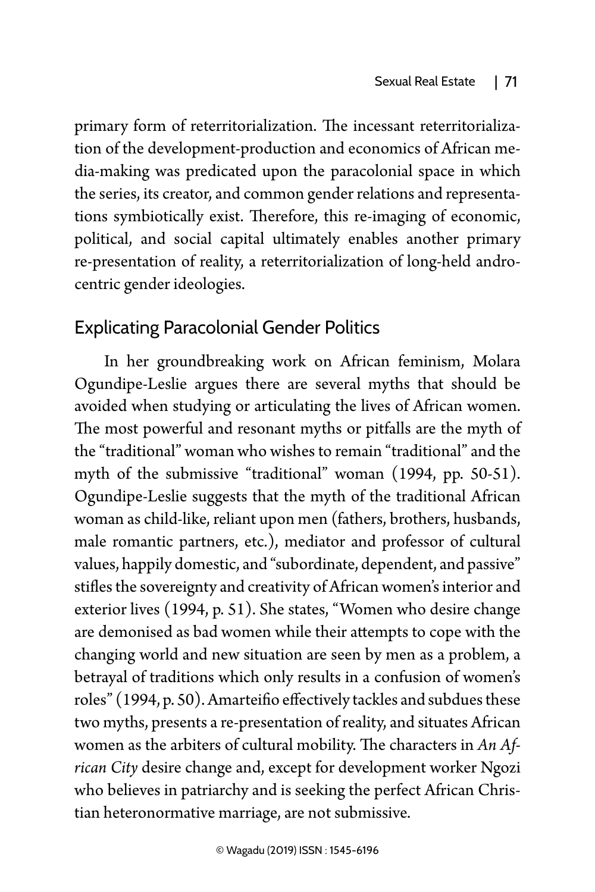primary form of reterritorialization. The incessant reterritorialization of the development-production and economics of African media-making was predicated upon the paracolonial space in which the series, its creator, and common gender relations and representations symbiotically exist. Therefore, this re-imaging of economic, political, and social capital ultimately enables another primary re-presentation of reality, a reterritorialization of long-held androcentric gender ideologies.

## Explicating Paracolonial Gender Politics

In her groundbreaking work on African feminism, Molara Ogundipe-Leslie argues there are several myths that should be avoided when studying or articulating the lives of African women. The most powerful and resonant myths or pitfalls are the myth of the "traditional" woman who wishes to remain "traditional" and the myth of the submissive "traditional" woman (1994, pp. 50-51). Ogundipe-Leslie suggests that the myth of the traditional African woman as child-like, reliant upon men (fathers, brothers, husbands, male romantic partners, etc.), mediator and professor of cultural values, happily domestic, and "subordinate, dependent, and passive" stifles the sovereignty and creativity of African women's interior and exterior lives (1994, p. 51). She states, "Women who desire change are demonised as bad women while their attempts to cope with the changing world and new situation are seen by men as a problem, a betrayal of traditions which only results in a confusion of women's roles" (1994, p. 50). Amarteifio effectively tackles and subdues these two myths, presents a re-presentation of reality, and situates African women as the arbiters of cultural mobility. The characters in *An African City* desire change and, except for development worker Ngozi who believes in patriarchy and is seeking the perfect African Christian heteronormative marriage, are not submissive.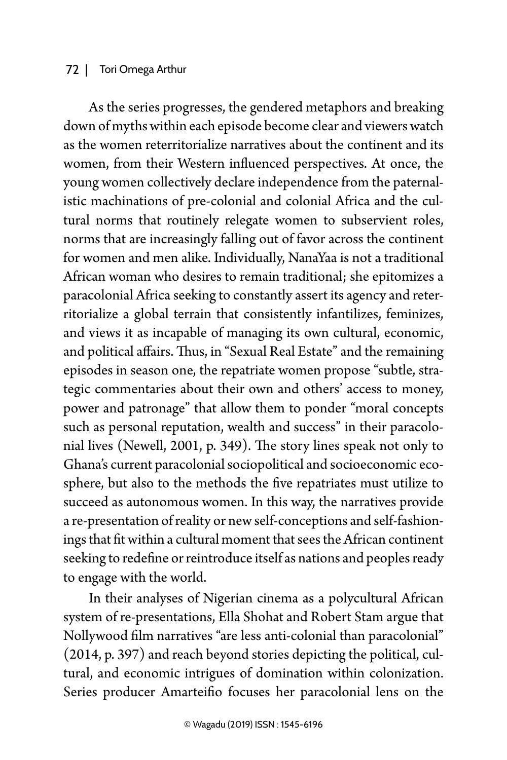As the series progresses, the gendered metaphors and breaking down of myths within each episode become clear and viewers watch as the women reterritorialize narratives about the continent and its women, from their Western influenced perspectives. At once, the young women collectively declare independence from the paternalistic machinations of pre-colonial and colonial Africa and the cultural norms that routinely relegate women to subservient roles, norms that are increasingly falling out of favor across the continent for women and men alike. Individually, NanaYaa is not a traditional African woman who desires to remain traditional; she epitomizes a paracolonial Africa seeking to constantly assert its agency and reterritorialize a global terrain that consistently infantilizes, feminizes, and views it as incapable of managing its own cultural, economic, and political affairs. Thus, in "Sexual Real Estate" and the remaining episodes in season one, the repatriate women propose "subtle, strategic commentaries about their own and others' access to money, power and patronage" that allow them to ponder "moral concepts such as personal reputation, wealth and success" in their paracolonial lives (Newell, 2001, p. 349). The story lines speak not only to Ghana's current paracolonial sociopolitical and socioeconomic ecosphere, but also to the methods the five repatriates must utilize to succeed as autonomous women. In this way, the narratives provide a re-presentation of reality or new self-conceptions and self-fashionings that fit within a cultural moment that sees the African continent seeking to redefine or reintroduce itself as nations and peoples ready to engage with the world.

In their analyses of Nigerian cinema as a polycultural African system of re-presentations, Ella Shohat and Robert Stam argue that Nollywood film narratives "are less anti-colonial than paracolonial" (2014, p. 397) and reach beyond stories depicting the political, cultural, and economic intrigues of domination within colonization. Series producer Amarteifio focuses her paracolonial lens on the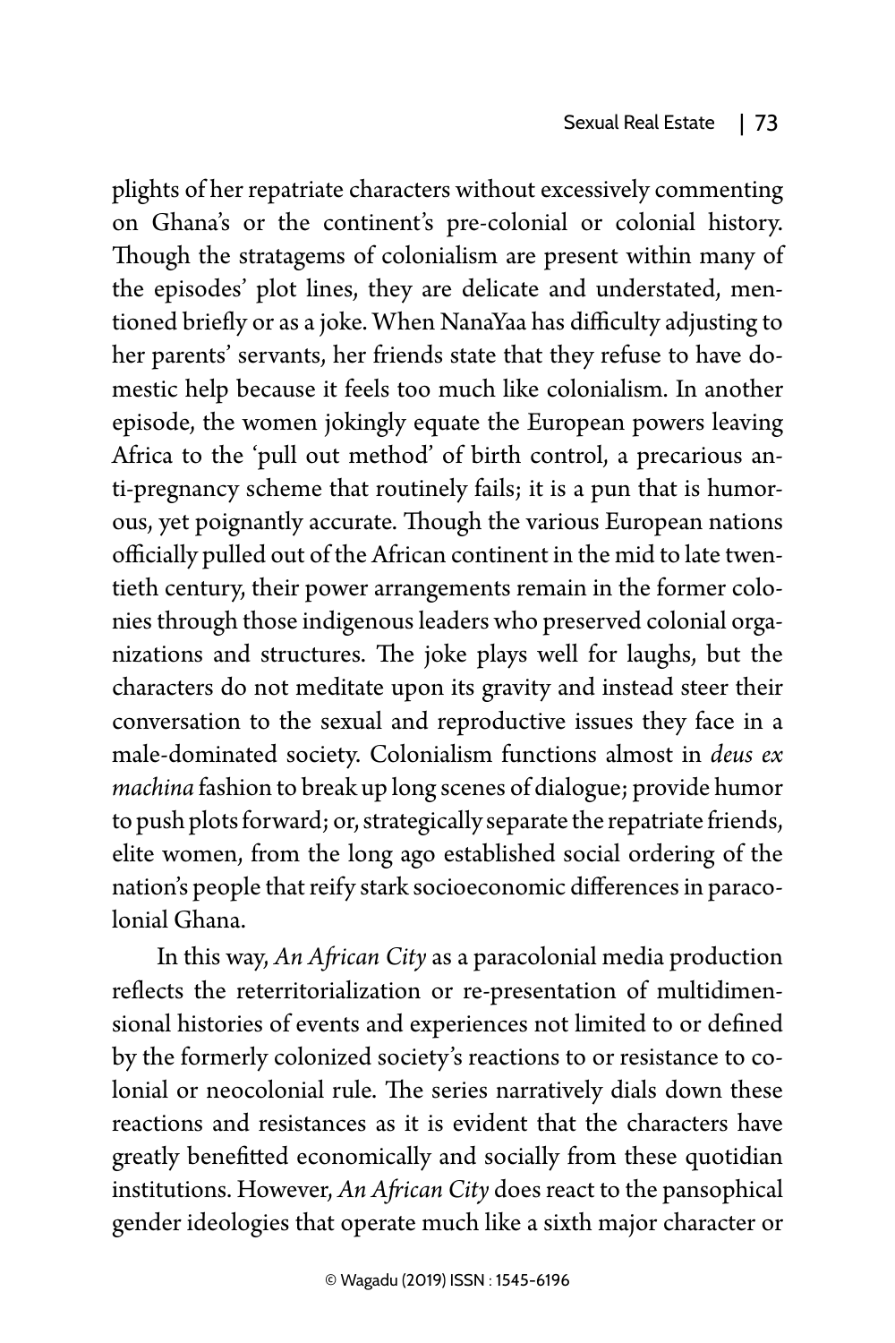plights of her repatriate characters without excessively commenting on Ghana's or the continent's pre-colonial or colonial history. Though the stratagems of colonialism are present within many of the episodes' plot lines, they are delicate and understated, mentioned briefly or as a joke. When NanaYaa has difficulty adjusting to her parents' servants, her friends state that they refuse to have domestic help because it feels too much like colonialism. In another episode, the women jokingly equate the European powers leaving Africa to the 'pull out method' of birth control, a precarious anti-pregnancy scheme that routinely fails; it is a pun that is humorous, yet poignantly accurate. Though the various European nations officially pulled out of the African continent in the mid to late twentieth century, their power arrangements remain in the former colonies through those indigenous leaders who preserved colonial organizations and structures. The joke plays well for laughs, but the characters do not meditate upon its gravity and instead steer their conversation to the sexual and reproductive issues they face in a male-dominated society. Colonialism functions almost in *deus ex machina* fashion to break up long scenes of dialogue; provide humor to push plots forward; or, strategically separate the repatriate friends, elite women, from the long ago established social ordering of the nation's people that reify stark socioeconomic differences in paracolonial Ghana.

In this way, *An African City* as a paracolonial media production reflects the reterritorialization or re-presentation of multidimensional histories of events and experiences not limited to or defined by the formerly colonized society's reactions to or resistance to colonial or neocolonial rule. The series narratively dials down these reactions and resistances as it is evident that the characters have greatly benefitted economically and socially from these quotidian institutions. However, *An African City* does react to the pansophical gender ideologies that operate much like a sixth major character or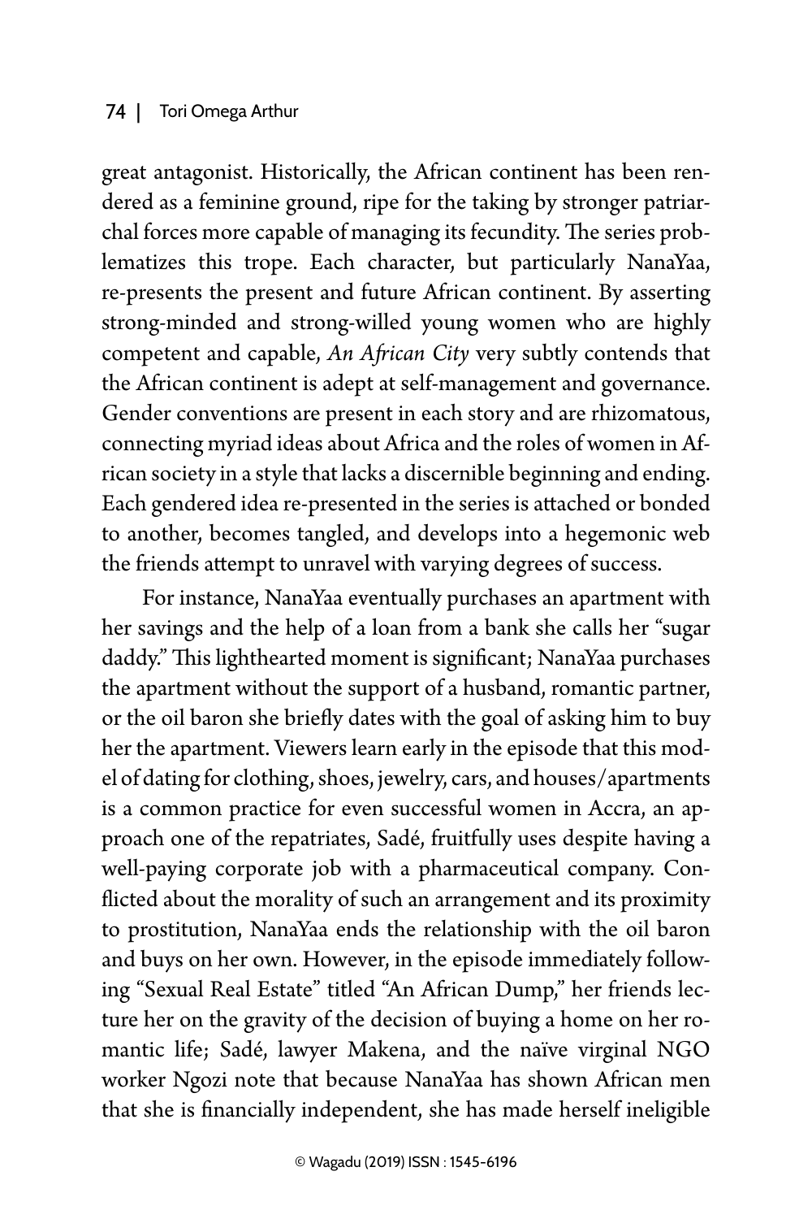great antagonist. Historically, the African continent has been rendered as a feminine ground, ripe for the taking by stronger patriarchal forces more capable of managing its fecundity. The series problematizes this trope. Each character, but particularly NanaYaa, re-presents the present and future African continent. By asserting strong-minded and strong-willed young women who are highly competent and capable, *An African City* very subtly contends that the African continent is adept at self-management and governance. Gender conventions are present in each story and are rhizomatous, connecting myriad ideas about Africa and the roles of women in African society in a style that lacks a discernible beginning and ending. Each gendered idea re-presented in the series is attached or bonded to another, becomes tangled, and develops into a hegemonic web the friends attempt to unravel with varying degrees of success.

For instance, NanaYaa eventually purchases an apartment with her savings and the help of a loan from a bank she calls her "sugar daddy." This lighthearted moment is significant; NanaYaa purchases the apartment without the support of a husband, romantic partner, or the oil baron she briefly dates with the goal of asking him to buy her the apartment. Viewers learn early in the episode that this model of dating for clothing, shoes, jewelry, cars, and houses/apartments is a common practice for even successful women in Accra, an approach one of the repatriates, Sadé, fruitfully uses despite having a well-paying corporate job with a pharmaceutical company. Conflicted about the morality of such an arrangement and its proximity to prostitution, NanaYaa ends the relationship with the oil baron and buys on her own. However, in the episode immediately following "Sexual Real Estate" titled "An African Dump," her friends lecture her on the gravity of the decision of buying a home on her romantic life; Sadé, lawyer Makena, and the naïve virginal NGO worker Ngozi note that because NanaYaa has shown African men that she is financially independent, she has made herself ineligible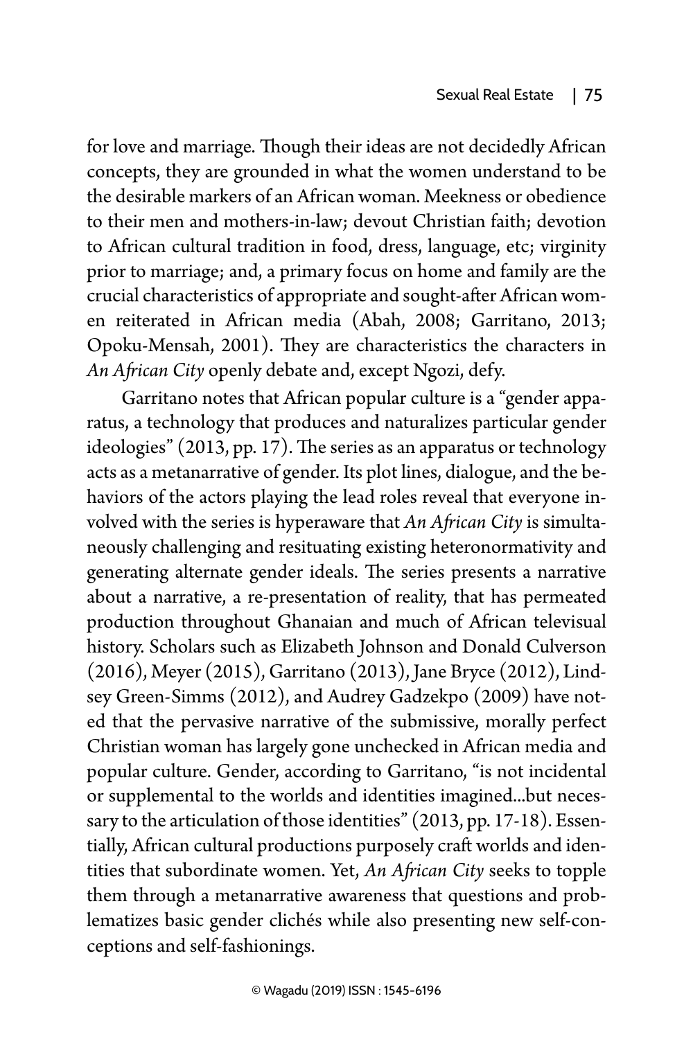for love and marriage. Though their ideas are not decidedly African concepts, they are grounded in what the women understand to be the desirable markers of an African woman. Meekness or obedience to their men and mothers-in-law; devout Christian faith; devotion to African cultural tradition in food, dress, language, etc; virginity prior to marriage; and, a primary focus on home and family are the crucial characteristics of appropriate and sought-after African women reiterated in African media (Abah, 2008; Garritano, 2013; Opoku-Mensah, 2001). They are characteristics the characters in *An African City* openly debate and, except Ngozi, defy.

Garritano notes that African popular culture is a "gender apparatus, a technology that produces and naturalizes particular gender ideologies" (2013, pp. 17). The series as an apparatus or technology acts as a metanarrative of gender. Its plot lines, dialogue, and the behaviors of the actors playing the lead roles reveal that everyone involved with the series is hyperaware that *An African City* is simultaneously challenging and resituating existing heteronormativity and generating alternate gender ideals. The series presents a narrative about a narrative, a re-presentation of reality, that has permeated production throughout Ghanaian and much of African televisual history. Scholars such as Elizabeth Johnson and Donald Culverson (2016), Meyer (2015), Garritano (2013), Jane Bryce (2012), Lindsey Green-Simms (2012), and Audrey Gadzekpo (2009) have noted that the pervasive narrative of the submissive, morally perfect Christian woman has largely gone unchecked in African media and popular culture. Gender, according to Garritano, "is not incidental or supplemental to the worlds and identities imagined...but necessary to the articulation of those identities" (2013, pp. 17-18). Essentially, African cultural productions purposely craft worlds and identities that subordinate women. Yet, *An African City* seeks to topple them through a metanarrative awareness that questions and problematizes basic gender clichés while also presenting new self-conceptions and self-fashionings.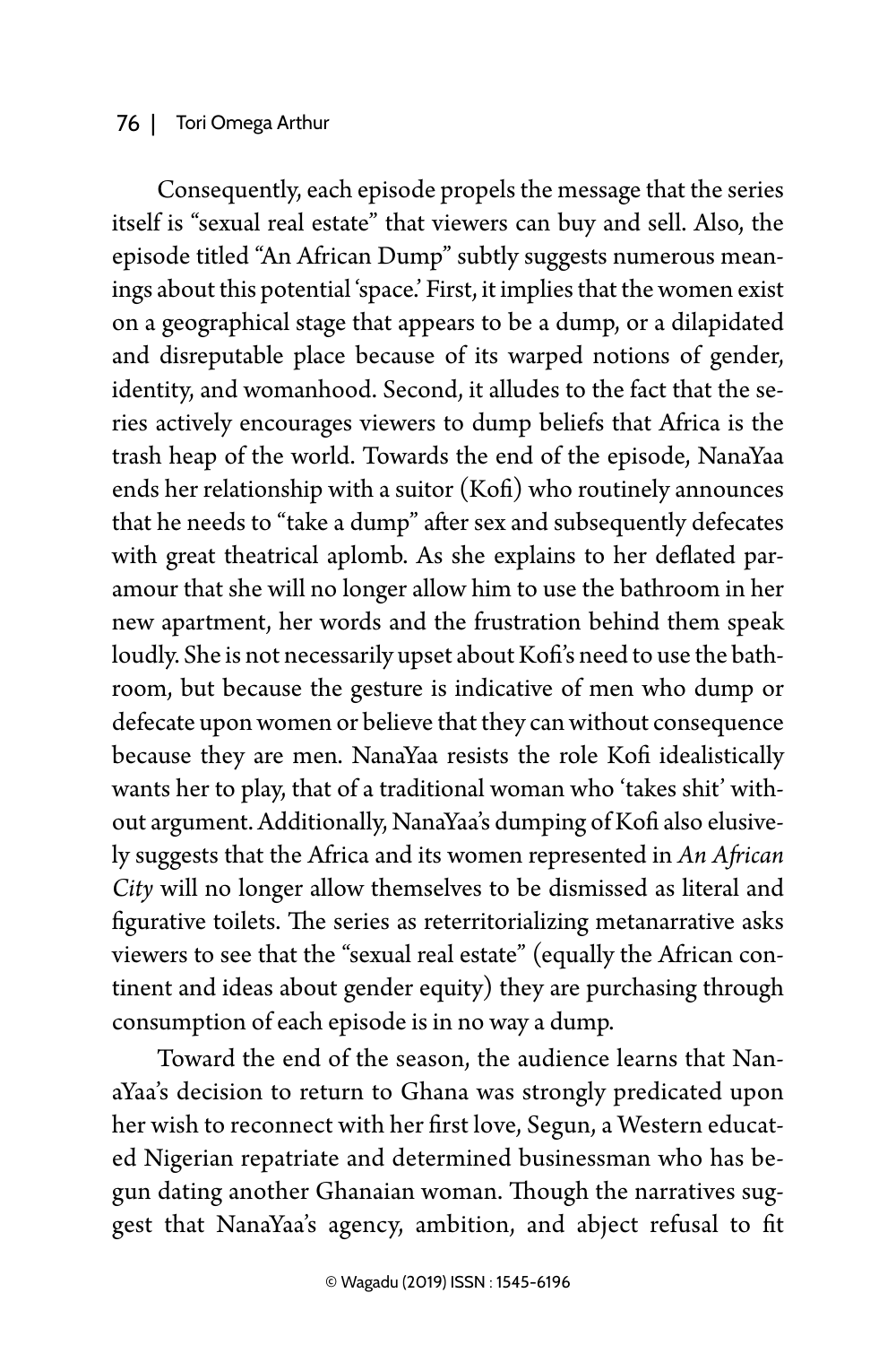Consequently, each episode propels the message that the series itself is "sexual real estate" that viewers can buy and sell. Also, the episode titled "An African Dump" subtly suggests numerous meanings about this potential 'space.' First, it implies that the women exist on a geographical stage that appears to be a dump, or a dilapidated and disreputable place because of its warped notions of gender, identity, and womanhood. Second, it alludes to the fact that the series actively encourages viewers to dump beliefs that Africa is the trash heap of the world. Towards the end of the episode, NanaYaa ends her relationship with a suitor (Kofi) who routinely announces that he needs to "take a dump" after sex and subsequently defecates with great theatrical aplomb. As she explains to her deflated paramour that she will no longer allow him to use the bathroom in her new apartment, her words and the frustration behind them speak loudly. She is not necessarily upset about Kofi's need to use the bathroom, but because the gesture is indicative of men who dump or defecate upon women or believe that they can without consequence because they are men. NanaYaa resists the role Kofi idealistically wants her to play, that of a traditional woman who 'takes shit' without argument. Additionally, NanaYaa's dumping of Kofi also elusively suggests that the Africa and its women represented in *An African City* will no longer allow themselves to be dismissed as literal and figurative toilets. The series as reterritorializing metanarrative asks viewers to see that the "sexual real estate" (equally the African continent and ideas about gender equity) they are purchasing through consumption of each episode is in no way a dump.

Toward the end of the season, the audience learns that NanaYaa's decision to return to Ghana was strongly predicated upon her wish to reconnect with her first love, Segun, a Western educated Nigerian repatriate and determined businessman who has begun dating another Ghanaian woman. Though the narratives suggest that NanaYaa's agency, ambition, and abject refusal to fit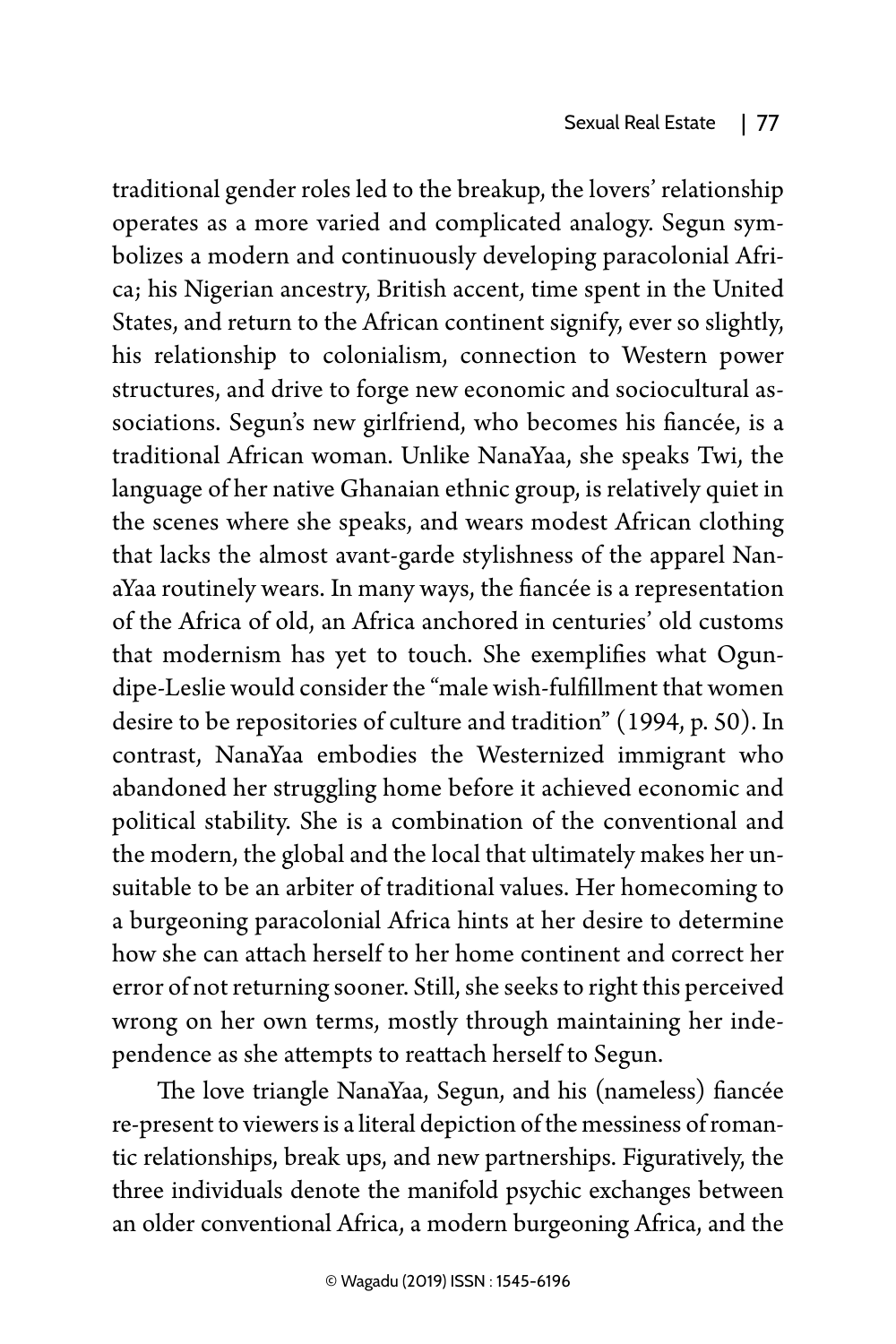traditional gender roles led to the breakup, the lovers' relationship operates as a more varied and complicated analogy. Segun symbolizes a modern and continuously developing paracolonial Africa; his Nigerian ancestry, British accent, time spent in the United States, and return to the African continent signify, ever so slightly, his relationship to colonialism, connection to Western power structures, and drive to forge new economic and sociocultural associations. Segun's new girlfriend, who becomes his fiancée, is a traditional African woman. Unlike NanaYaa, she speaks Twi, the language of her native Ghanaian ethnic group, is relatively quiet in the scenes where she speaks, and wears modest African clothing that lacks the almost avant-garde stylishness of the apparel NanaYaa routinely wears. In many ways, the fiancée is a representation of the Africa of old, an Africa anchored in centuries' old customs that modernism has yet to touch. She exemplifies what Ogundipe-Leslie would consider the "male wish-fulfillment that women desire to be repositories of culture and tradition" (1994, p. 50). In contrast, NanaYaa embodies the Westernized immigrant who abandoned her struggling home before it achieved economic and political stability. She is a combination of the conventional and the modern, the global and the local that ultimately makes her unsuitable to be an arbiter of traditional values. Her homecoming to a burgeoning paracolonial Africa hints at her desire to determine how she can attach herself to her home continent and correct her error of not returning sooner. Still, she seeks to right this perceived wrong on her own terms, mostly through maintaining her independence as she attempts to reattach herself to Segun.

The love triangle NanaYaa, Segun, and his (nameless) fiancée re-present to viewers is a literal depiction of the messiness of romantic relationships, break ups, and new partnerships. Figuratively, the three individuals denote the manifold psychic exchanges between an older conventional Africa, a modern burgeoning Africa, and the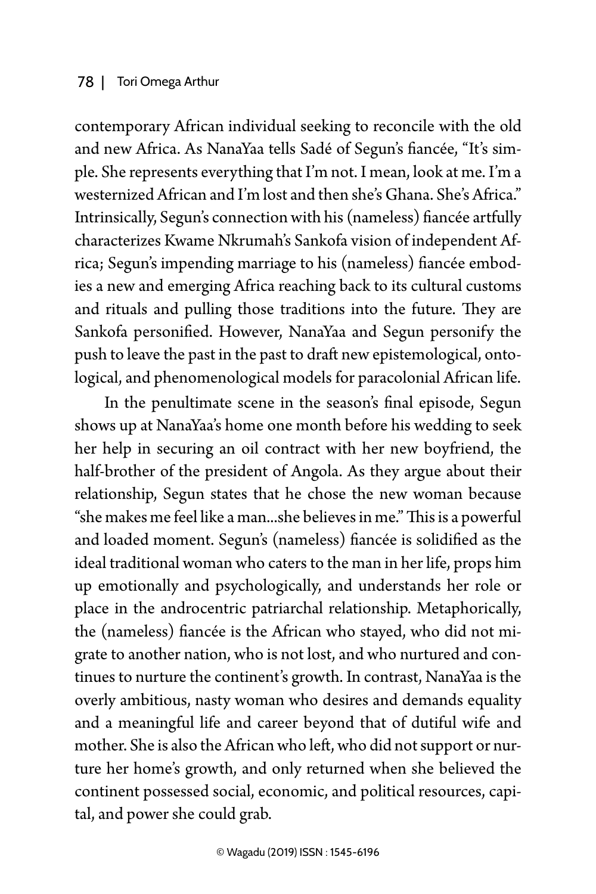contemporary African individual seeking to reconcile with the old and new Africa. As NanaYaa tells Sadé of Segun's fiancée, "It's simple. She represents everything that I'm not. I mean, look at me. I'm a westernized African and I'm lost and then she's Ghana. She's Africa." Intrinsically, Segun's connection with his (nameless) fiancée artfully characterizes Kwame Nkrumah's Sankofa vision of independent Africa; Segun's impending marriage to his (nameless) fiancée embodies a new and emerging Africa reaching back to its cultural customs and rituals and pulling those traditions into the future. They are Sankofa personified. However, NanaYaa and Segun personify the push to leave the past in the past to draft new epistemological, ontological, and phenomenological models for paracolonial African life.

In the penultimate scene in the season's final episode, Segun shows up at NanaYaa's home one month before his wedding to seek her help in securing an oil contract with her new boyfriend, the half-brother of the president of Angola. As they argue about their relationship, Segun states that he chose the new woman because "she makes me feel like a man...she believes in me." This is a powerful and loaded moment. Segun's (nameless) fiancée is solidified as the ideal traditional woman who caters to the man in her life, props him up emotionally and psychologically, and understands her role or place in the androcentric patriarchal relationship. Metaphorically, the (nameless) fiancée is the African who stayed, who did not migrate to another nation, who is not lost, and who nurtured and continues to nurture the continent's growth. In contrast, NanaYaa is the overly ambitious, nasty woman who desires and demands equality and a meaningful life and career beyond that of dutiful wife and mother. She is also the African who left, who did not support or nurture her home's growth, and only returned when she believed the continent possessed social, economic, and political resources, capital, and power she could grab.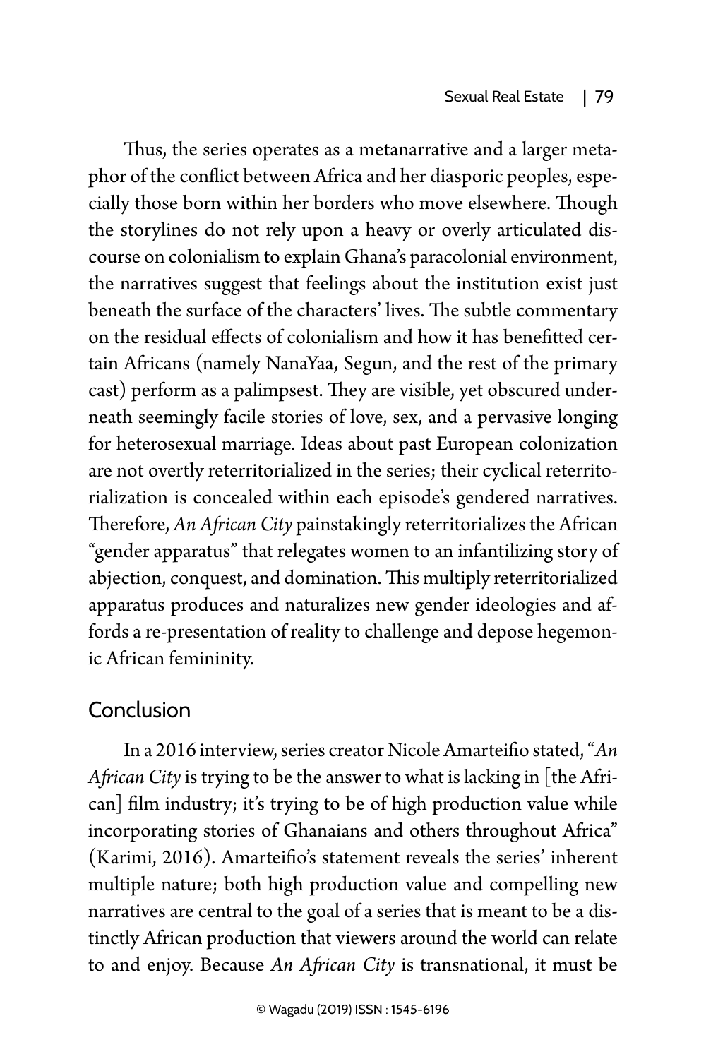Thus, the series operates as a metanarrative and a larger metaphor of the conflict between Africa and her diasporic peoples, especially those born within her borders who move elsewhere. Though the storylines do not rely upon a heavy or overly articulated discourse on colonialism to explain Ghana's paracolonial environment, the narratives suggest that feelings about the institution exist just beneath the surface of the characters' lives. The subtle commentary on the residual effects of colonialism and how it has benefitted certain Africans (namely NanaYaa, Segun, and the rest of the primary cast) perform as a palimpsest. They are visible, yet obscured underneath seemingly facile stories of love, sex, and a pervasive longing for heterosexual marriage. Ideas about past European colonization are not overtly reterritorialized in the series; their cyclical reterritorialization is concealed within each episode's gendered narratives. Therefore, *An African City* painstakingly reterritorializes the African "gender apparatus" that relegates women to an infantilizing story of abjection, conquest, and domination. This multiply reterritorialized apparatus produces and naturalizes new gender ideologies and affords a re-presentation of reality to challenge and depose hegemonic African femininity.

## Conclusion

In a 2016 interview, series creator Nicole Amarteifio stated, "*An African City* is trying to be the answer to what is lacking in [the African] film industry; it's trying to be of high production value while incorporating stories of Ghanaians and others throughout Africa" (Karimi, 2016). Amarteifio's statement reveals the series' inherent multiple nature; both high production value and compelling new narratives are central to the goal of a series that is meant to be a distinctly African production that viewers around the world can relate to and enjoy. Because *An African City* is transnational, it must be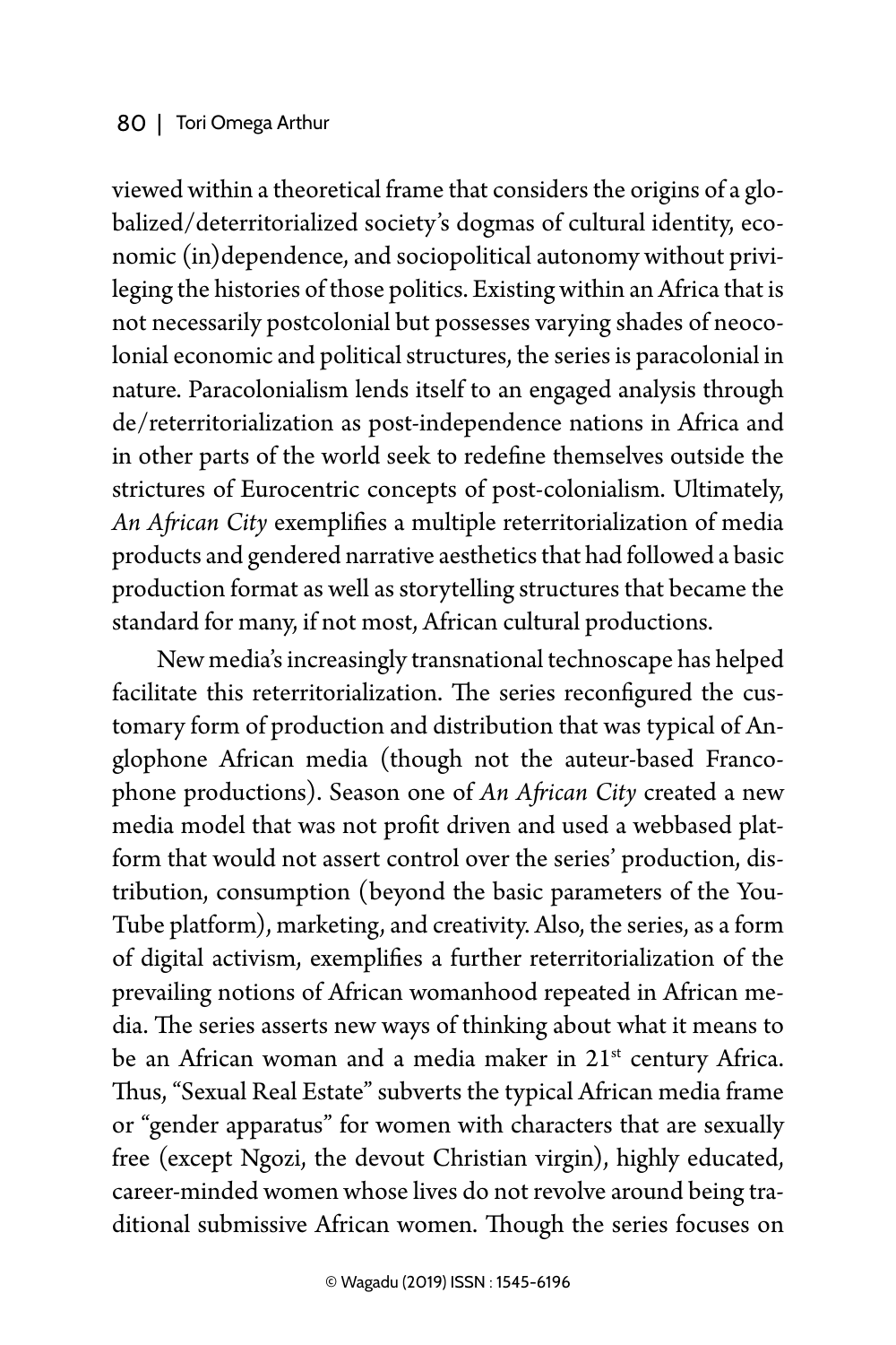viewed within a theoretical frame that considers the origins of a globalized/deterritorialized society's dogmas of cultural identity, economic (in)dependence, and sociopolitical autonomy without privileging the histories of those politics. Existing within an Africa that is not necessarily postcolonial but possesses varying shades of neocolonial economic and political structures, the series is paracolonial in nature. Paracolonialism lends itself to an engaged analysis through de/reterritorialization as post-independence nations in Africa and in other parts of the world seek to redefine themselves outside the strictures of Eurocentric concepts of post-colonialism. Ultimately, *An African City* exemplifies a multiple reterritorialization of media products and gendered narrative aesthetics that had followed a basic production format as well as storytelling structures that became the standard for many, if not most, African cultural productions.

New media's increasingly transnational technoscape has helped facilitate this reterritorialization. The series reconfigured the customary form of production and distribution that was typical of Anglophone African media (though not the auteur-based Francophone productions). Season one of *An African City* created a new media model that was not profit driven and used a webbased platform that would not assert control over the series' production, distribution, consumption (beyond the basic parameters of the YouTube platform), marketing, and creativity. Also, the series, as a form of digital activism, exemplifies a further reterritorialization of the prevailing notions of African womanhood repeated in African media. The series asserts new ways of thinking about what it means to be an African woman and a media maker in 21st century Africa. Thus, "Sexual Real Estate" subverts the typical African media frame or "gender apparatus" for women with characters that are sexually free (except Ngozi, the devout Christian virgin), highly educated, career-minded women whose lives do not revolve around being traditional submissive African women. Though the series focuses on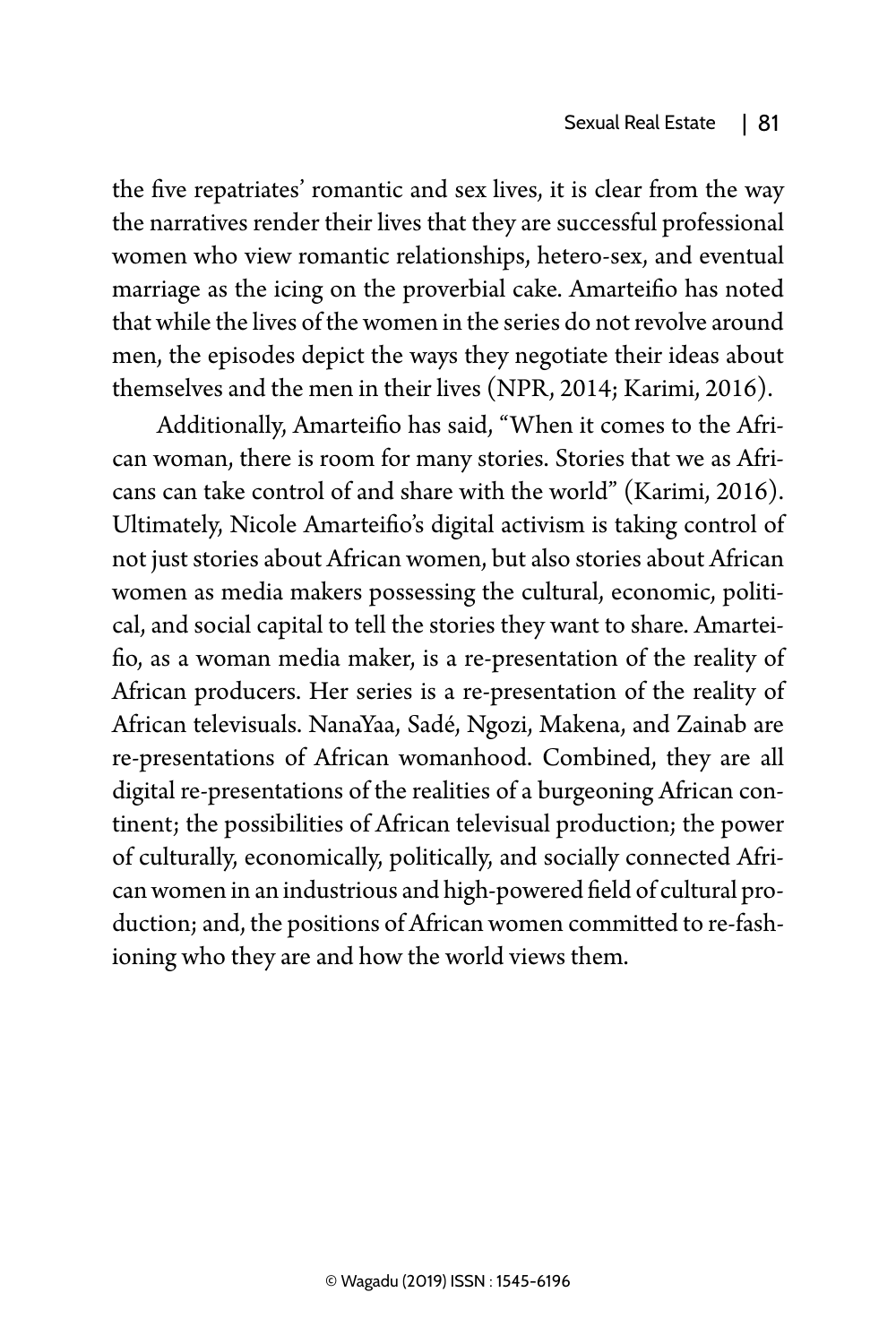the five repatriates' romantic and sex lives, it is clear from the way the narratives render their lives that they are successful professional women who view romantic relationships, hetero-sex, and eventual marriage as the icing on the proverbial cake. Amarteifio has noted that while the lives of the women in the series do not revolve around men, the episodes depict the ways they negotiate their ideas about themselves and the men in their lives (NPR, 2014; Karimi, 2016).

Additionally, Amarteifio has said, "When it comes to the African woman, there is room for many stories. Stories that we as Africans can take control of and share with the world" (Karimi, 2016). Ultimately, Nicole Amarteifio's digital activism is taking control of not just stories about African women, but also stories about African women as media makers possessing the cultural, economic, political, and social capital to tell the stories they want to share. Amarteifio, as a woman media maker, is a re-presentation of the reality of African producers. Her series is a re-presentation of the reality of African televisuals. NanaYaa, Sadé, Ngozi, Makena, and Zainab are re-presentations of African womanhood. Combined, they are all digital re-presentations of the realities of a burgeoning African continent; the possibilities of African televisual production; the power of culturally, economically, politically, and socially connected African women in an industrious and high-powered field of cultural production; and, the positions of African women committed to re-fashioning who they are and how the world views them.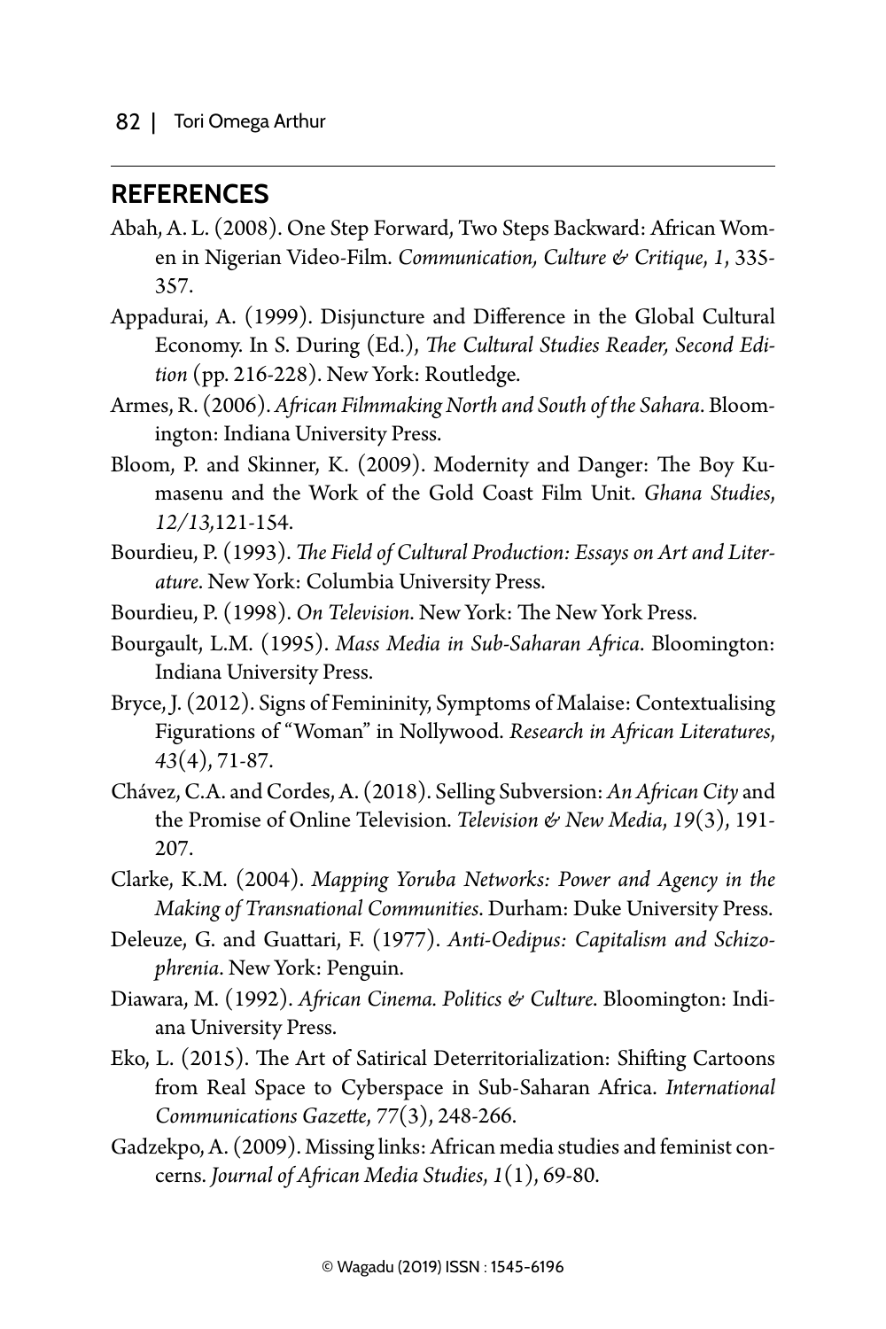## REFERENCES

Abah, A. L. (2008). One Step Forward, Two Steps Backward: African Women in Nigerian Video-Film. *Communication, Culture & Critique*, *1*, 335-357.

Appadurai, A. (1999). Disjuncture and Difference in the Global Cultural Economy. In S. During (Ed.), *The Cultural Studies Reader, Second Edition* (pp. 216-228). New York: Routledge.

Armes, R. (2006). *African Filmmaking North and South of the Sahara*. Bloomington: Indiana University Press.

Bloom, P. and Skinner, K. (2009). Modernity and Danger: The Boy Kumasenu and the Work of the Gold Coast Film Unit. *Ghana Studies*, *12/13*,121-154.

Bourdieu, P. (1993). *The Field of Cultural Production: Essays on Art and Literature*. New York: Columbia University Press.

Bourdieu, P. (1998). *On Television*. New York: The New York Press.

Bourgault, L.M. (1995). *Mass Media in Sub-Saharan Africa*. Bloomington: Indiana University Press.

Bryce, J. (2012). Signs of Femininity, Symptoms of Malaise: Contextualising Figurations of "Woman" in Nollywood. *Research in African Literatures*, *43*(4), 71-87.

Chávez, C.A. and Cordes, A. (2018). Selling Subversion: *An African City* and the Promise of Online Television. *Television & New Media*, *19*(3), 191-207.

Clarke, K.M. (2004). *Mapping Yoruba Networks: Power and Agency in the Making of Transnational Communities*. Durham: Duke University Press.

Deleuze, G. and Guattari, F. (1977). *Anti-Oedipus: Capitalism and Schizophrenia*. New York: Penguin.

Diawara, M. (1992). *African Cinema. Politics & Culture*. Bloomington: Indiana University Press.

Eko, L. (2015). The Art of Satirical Deterritorialization: Shifting Cartoons from Real Space to Cyberspace in Sub-Saharan Africa. *International Communications Gazette*, *77*(3), 248-266.

Gadzekpo, A. (2009). Missing links: African media studies and feminist concerns. *Journal of African Media Studies*, *1*(1), 69-80.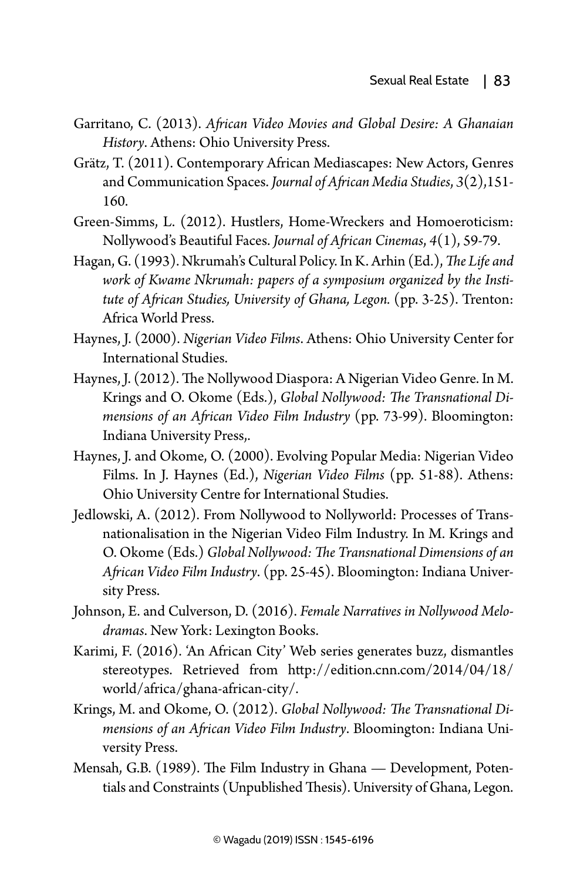Garritano, C. (2013). *African Video Movies and Global Desire: A Ghanaian History*. Athens: Ohio University Press.

Grätz, T. (2011). Contemporary African Mediascapes: New Actors, Genres and Communication Spaces. *Journal of African Media Studies*, *3*(2),151-160.

Green-Simms, L. (2012). Hustlers, Home-Wreckers and Homoeroticism: Nollywood's Beautiful Faces. *Journal of African Cinemas*, *4*(1), 59-79.

Hagan, G. (1993). Nkrumah's Cultural Policy. In K. Arhin (Ed.), *The Life and work of Kwame Nkrumah: papers of a symposium organized by the Institute of African Studies, University of Ghana, Legon.* (pp. 3-25). Trenton: Africa World Press.

Haynes, J. (2000). *Nigerian Video Films*. Athens: Ohio University Center for International Studies.

Haynes, J. (2012). The Nollywood Diaspora: A Nigerian Video Genre. In M. Krings and O. Okome (Eds.), *Global Nollywood: The Transnational Dimensions of an African Video Film Industry* (pp. 73-99). Bloomington: Indiana University Press,.

Haynes, J. and Okome, O. (2000). Evolving Popular Media: Nigerian Video Films. In J. Haynes (Ed.), *Nigerian Video Films* (pp. 51-88). Athens: Ohio University Centre for International Studies.

Jedlowski, A. (2012). From Nollywood to Nollyworld: Processes of Transnationalisation in the Nigerian Video Film Industry. In M. Krings and O. Okome (Eds.) *Global Nollywood: The Transnational Dimensions of an African Video Film Industry*. (pp. 25-45). Bloomington: Indiana University Press.

Johnson, E. and Culverson, D. (2016). *Female Narratives in Nollywood Melodramas*. New York: Lexington Books.

Karimi, F. (2016). 'An African City' Web series generates buzz, dismantles stereotypes. Retrieved from http://edition.cnn.com/2014/04/18/world/africa/ghana-african-city/.

Krings, M. and Okome, O. (2012). *Global Nollywood: The Transnational Dimensions of an African Video Film Industry*. Bloomington: Indiana University Press.

Mensah, G.B. (1989). The Film Industry in Ghana — Development, Potentials and Constraints (Unpublished Thesis). University of Ghana, Legon.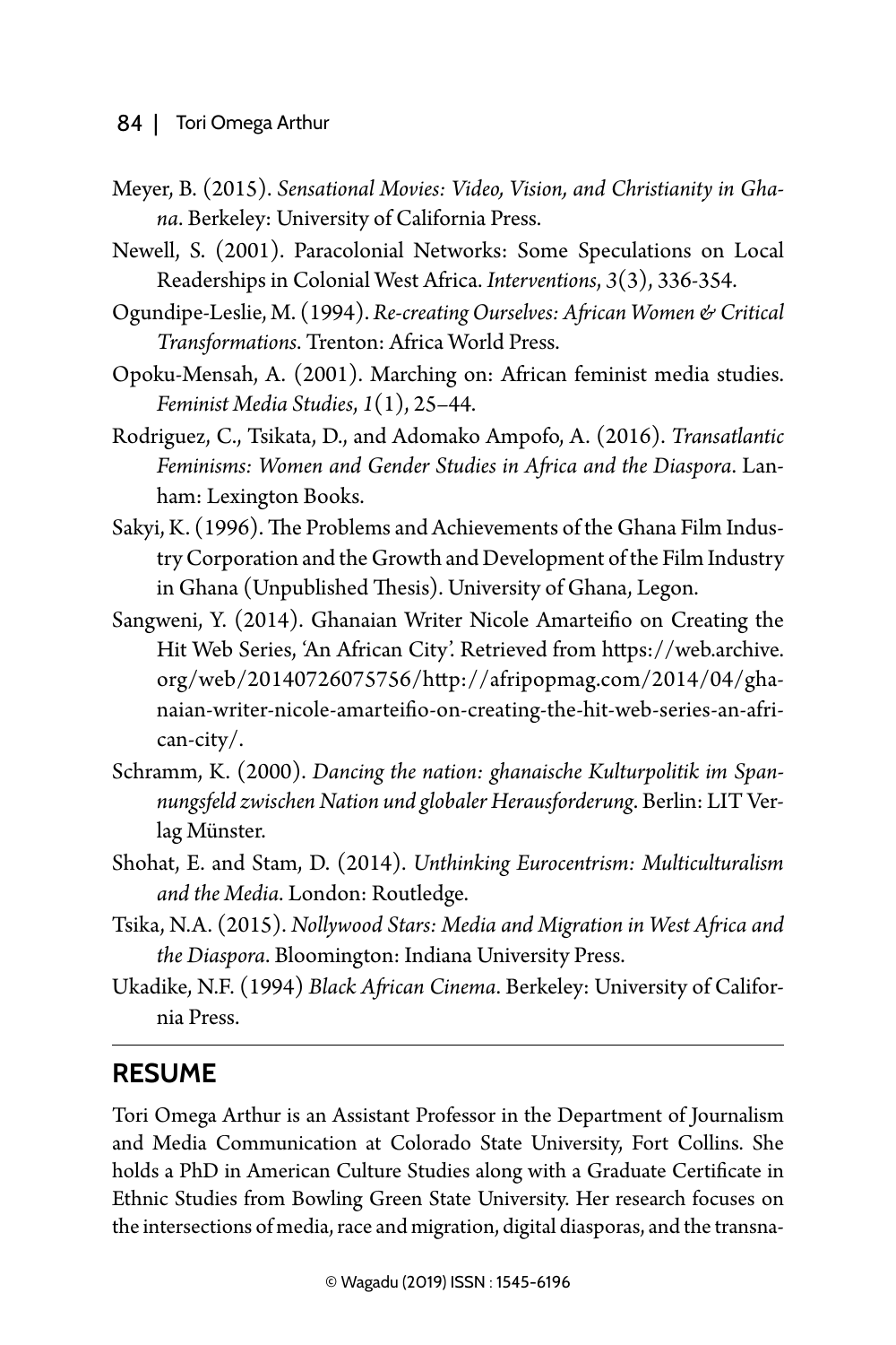Meyer, B. (2015). *Sensational Movies: Video, Vision, and Christianity in Ghana*. Berkeley: University of California Press.

Newell, S. (2001). Paracolonial Networks: Some Speculations on Local Readerships in Colonial West Africa. *Interventions*, 3(3), 336-354.

Ogundipe-Leslie, M. (1994). *Re-creating Ourselves: African Women & Critical Transformations*. Trenton: Africa World Press.

Opoku-Mensah, A. (2001). Marching on: African feminist media studies. *Feminist Media Studies*, *1*(1), 25–44.

Rodriguez, C., Tsikata, D., and Adomako Ampofo, A. (2016). *Transatlantic Feminisms: Women and Gender Studies in Africa and the Diaspora*. Lanham: Lexington Books.

Sakyi, K. (1996). The Problems and Achievements of the Ghana Film Industry Corporation and the Growth and Development of the Film Industry in Ghana (Unpublished Thesis). University of Ghana, Legon.

Sangweni, Y. (2014). Ghanaian Writer Nicole Amarteifio on Creating the Hit Web Series, 'An African City'. Retrieved from https://web.archive.org/web/20140726075756/http://afripopmag.com/2014/04/ghanaian-writer-nicole-amarteifio-on-creating-the-hit-web-series-an-african-city/.

Schramm, K. (2000). *Dancing the nation: ghanaische Kulturpolitik im Spannungsfeld zwischen Nation und globaler Herausforderung*. Berlin: LIT Verlag Münster.

Shohat, E. and Stam, D. (2014). *Unthinking Eurocentrism: Multiculturalism and the Media*. London: Routledge.

Tsika, N.A. (2015). *Nollywood Stars: Media and Migration in West Africa and the Diaspora*. Bloomington: Indiana University Press.

Ukadike, N.F. (1994) *Black African Cinema*. Berkeley: University of California Press.

## RESUME

Tori Omega Arthur is an Assistant Professor in the Department of Journalism and Media Communication at Colorado State University, Fort Collins. She holds a PhD in American Culture Studies along with a Graduate Certificate in Ethnic Studies from Bowling Green State University. Her research focuses on the intersections of media, race and migration, digital diasporas, and the transna-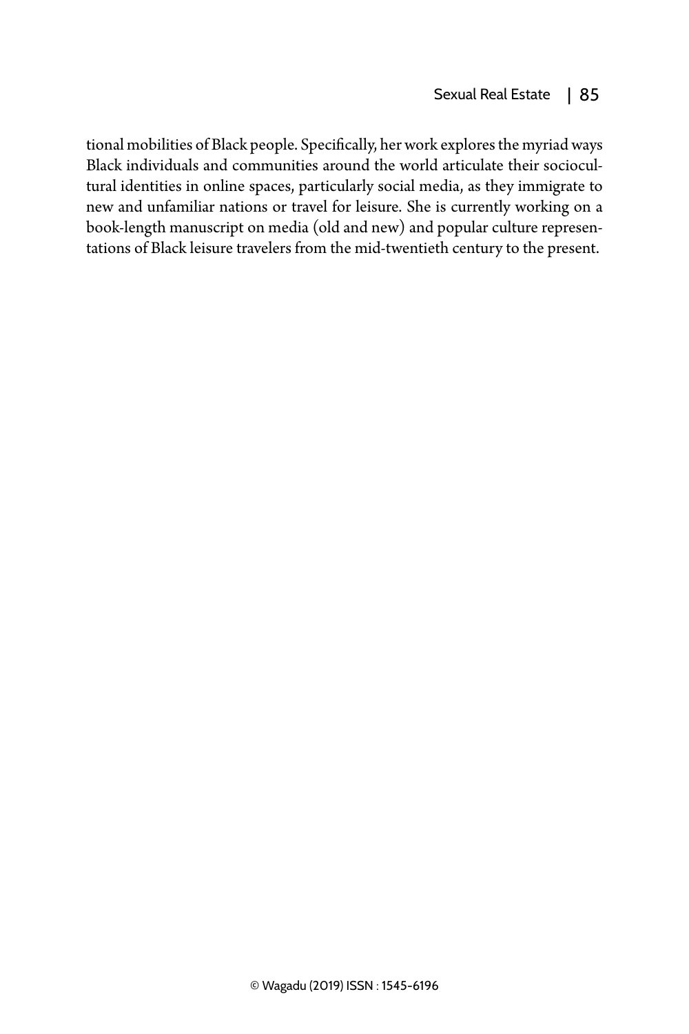tional mobilities of Black people. Specifically, her work explores the myriad ways Black individuals and communities around the world articulate their sociocultural identities in online spaces, particularly social media, as they immigrate to new and unfamiliar nations or travel for leisure. She is currently working on a book-length manuscript on media (old and new) and popular culture representations of Black leisure travelers from the mid-twentieth century to the present.